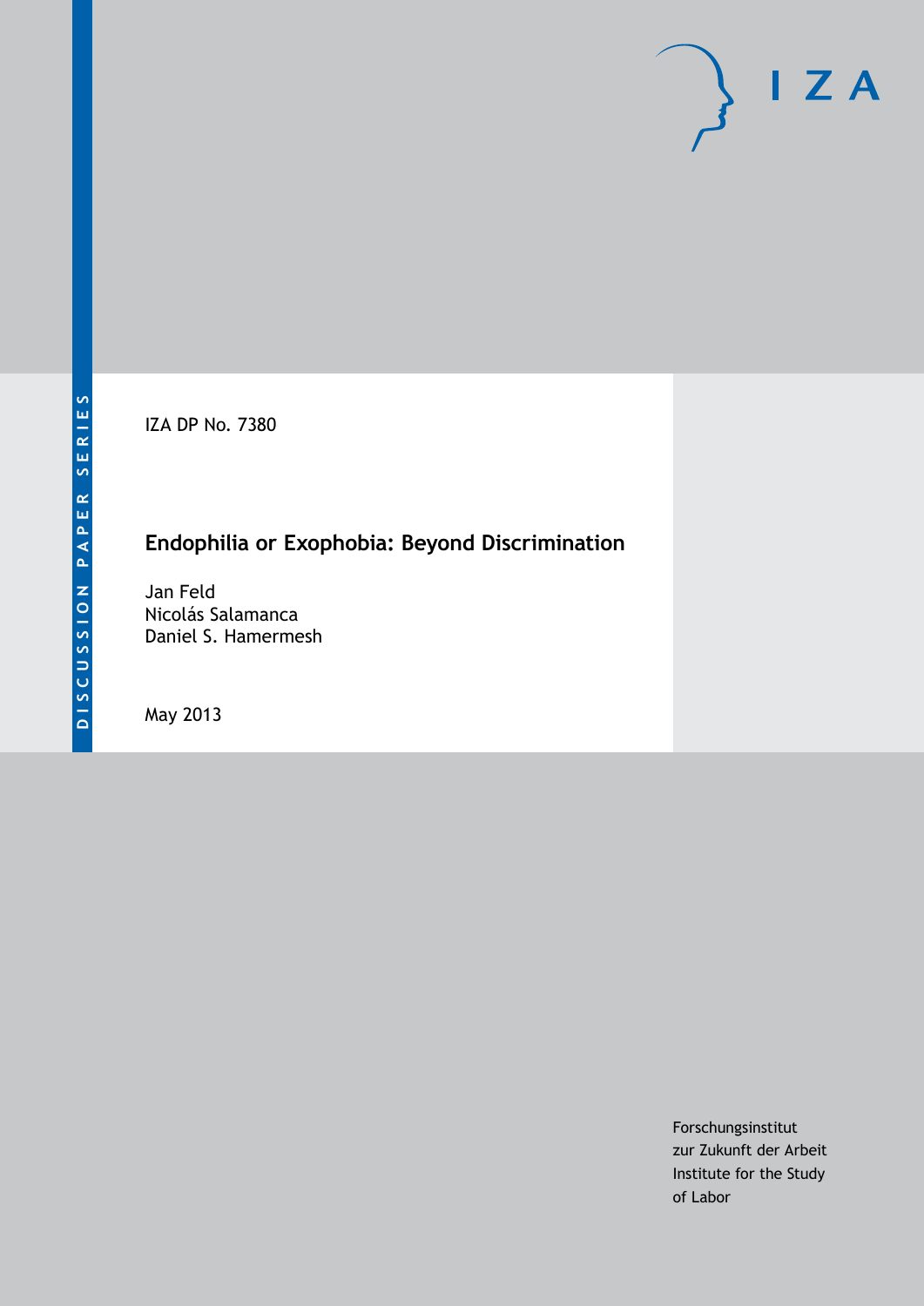IZA DP No. 7380

# Endophilia or Exophobia: Beyond Discrimination

Jan Feld
Nicolás Salamanca
Daniel S. Hamermesh

May 2013

Forschungsinstitut
zur Zukunft der Arbeit
Institute for the Study
of Labor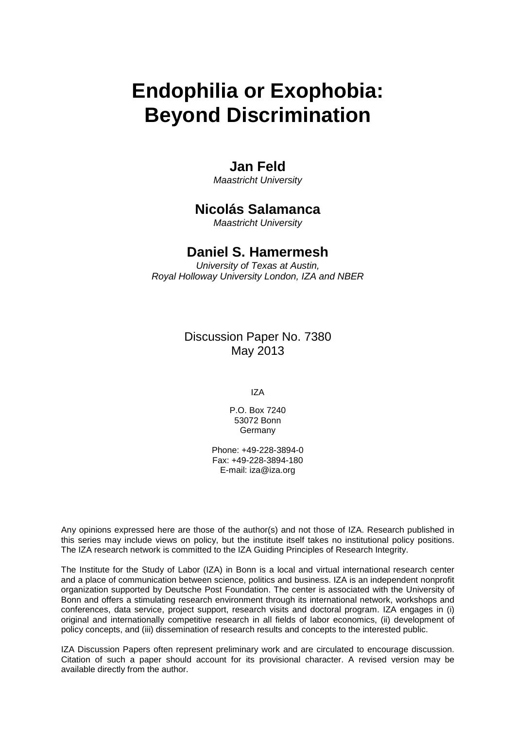# Endophilia or Exophobia: Beyond Discrimination

## Jan Feld

*Maastricht University*

## Nicolás Salamanca

*Maastricht University*

## Daniel S. Hamermesh

*University of Texas at Austin,*
*Royal Holloway University London, IZA and NBER*

Discussion Paper No. 7380
May 2013

IZA

P.O. Box 7240
53072 Bonn
Germany

Phone: +49-228-3894-0
Fax: +49-228-3894-180
E-mail: iza@iza.org

Any opinions expressed here are those of the author(s) and not those of IZA. Research published in this series may include views on policy, but the institute itself takes no institutional policy positions. The IZA research network is committed to the IZA Guiding Principles of Research Integrity.

The Institute for the Study of Labor (IZA) in Bonn is a local and virtual international research center and a place of communication between science, politics and business. IZA is an independent nonprofit organization supported by Deutsche Post Foundation. The center is associated with the University of Bonn and offers a stimulating research environment through its international network, workshops and conferences, data service, project support, research visits and doctoral program. IZA engages in (i) original and internationally competitive research in all fields of labor economics, (ii) development of policy concepts, and (iii) dissemination of research results and concepts to the interested public.

IZA Discussion Papers often represent preliminary work and are circulated to encourage discussion. Citation of such a paper should account for its provisional character. A revised version may be available directly from the author.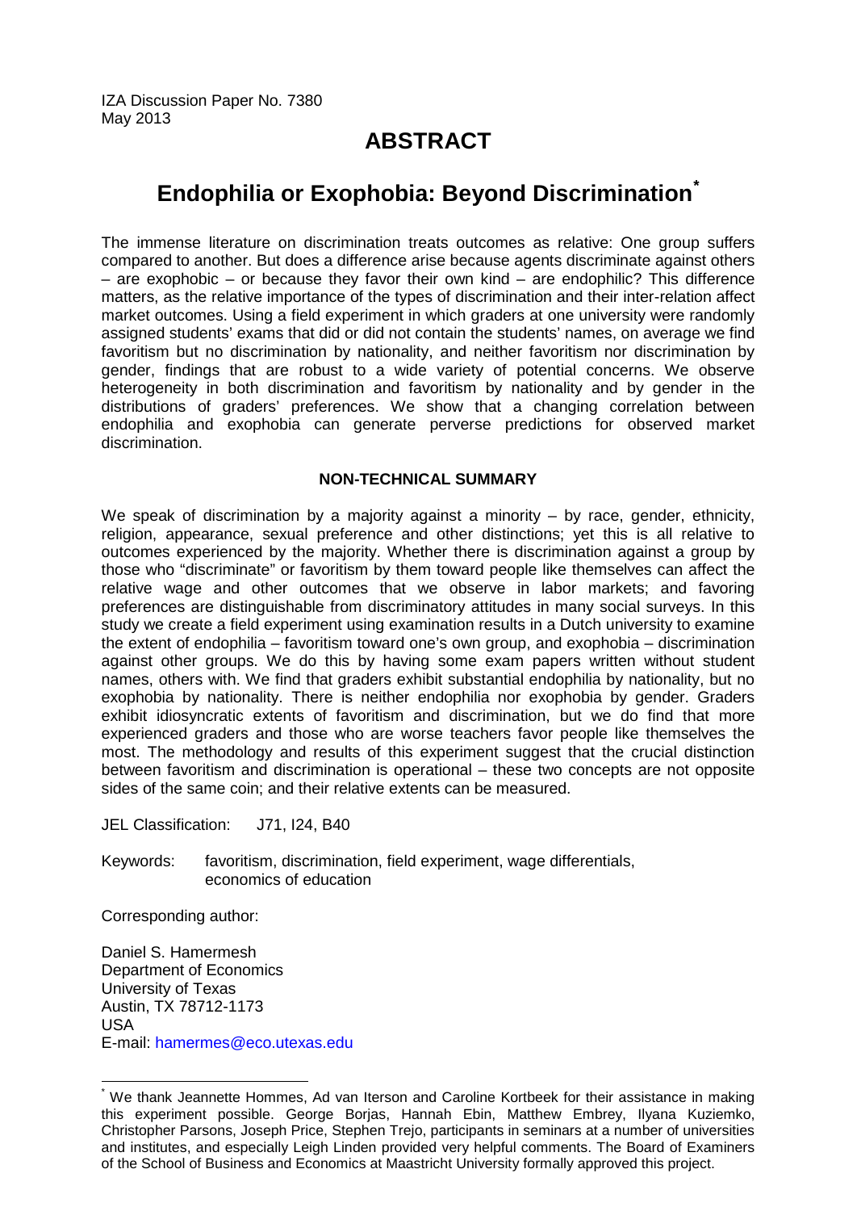IZA Discussion Paper No. 7380
May 2013

# ABSTRACT

## Endophilia or Exophobia: Beyond Discrimination*

The immense literature on discrimination treats outcomes as relative: One group suffers compared to another. But does a difference arise because agents discriminate against others – are exophobic – or because they favor their own kind – are endophilic? This difference matters, as the relative importance of the types of discrimination and their inter-relation affect market outcomes. Using a field experiment in which graders at one university were randomly assigned students' exams that did or did not contain the students' names, on average we find favoritism but no discrimination by nationality, and neither favoritism nor discrimination by gender, findings that are robust to a wide variety of potential concerns. We observe heterogeneity in both discrimination and favoritism by nationality and by gender in the distributions of graders' preferences. We show that a changing correlation between endophilia and exophobia can generate perverse predictions for observed market discrimination.

### NON-TECHNICAL SUMMARY

We speak of discrimination by a majority against a minority – by race, gender, ethnicity, religion, appearance, sexual preference and other distinctions; yet this is all relative to outcomes experienced by the majority. Whether there is discrimination against a group by those who "discriminate" or favoritism by them toward people like themselves can affect the relative wage and other outcomes that we observe in labor markets; and favoring preferences are distinguishable from discriminatory attitudes in many social surveys. In this study we create a field experiment using examination results in a Dutch university to examine the extent of endophilia – favoritism toward one's own group, and exophobia – discrimination against other groups. We do this by having some exam papers written without student names, others with. We find that graders exhibit substantial endophilia by nationality, but no exophobia by nationality. There is neither endophilia nor exophobia by gender. Graders exhibit idiosyncratic extents of favoritism and discrimination, but we do find that more experienced graders and those who are worse teachers favor people like themselves the most. The methodology and results of this experiment suggest that the crucial distinction between favoritism and discrimination is operational – these two concepts are not opposite sides of the same coin; and their relative extents can be measured.

JEL Classification: J71, I24, B40

Keywords: favoritism, discrimination, field experiment, wage differentials, economics of education

Corresponding author:

Daniel S. Hamermesh
Department of Economics
University of Texas
Austin, TX 78712-1173
USA
E-mail: hamermes@eco.utexas.edu

---

* We thank Jeannette Hommes, Ad van Iterson and Caroline Kortbeek for their assistance in making this experiment possible. George Borjas, Hannah Ebin, Matthew Embrey, Ilyana Kuziemko, Christopher Parsons, Joseph Price, Stephen Trejo, participants in seminars at a number of universities and institutes, and especially Leigh Linden provided very helpful comments. The Board of Examiners of the School of Business and Economics at Maastricht University formally approved this project.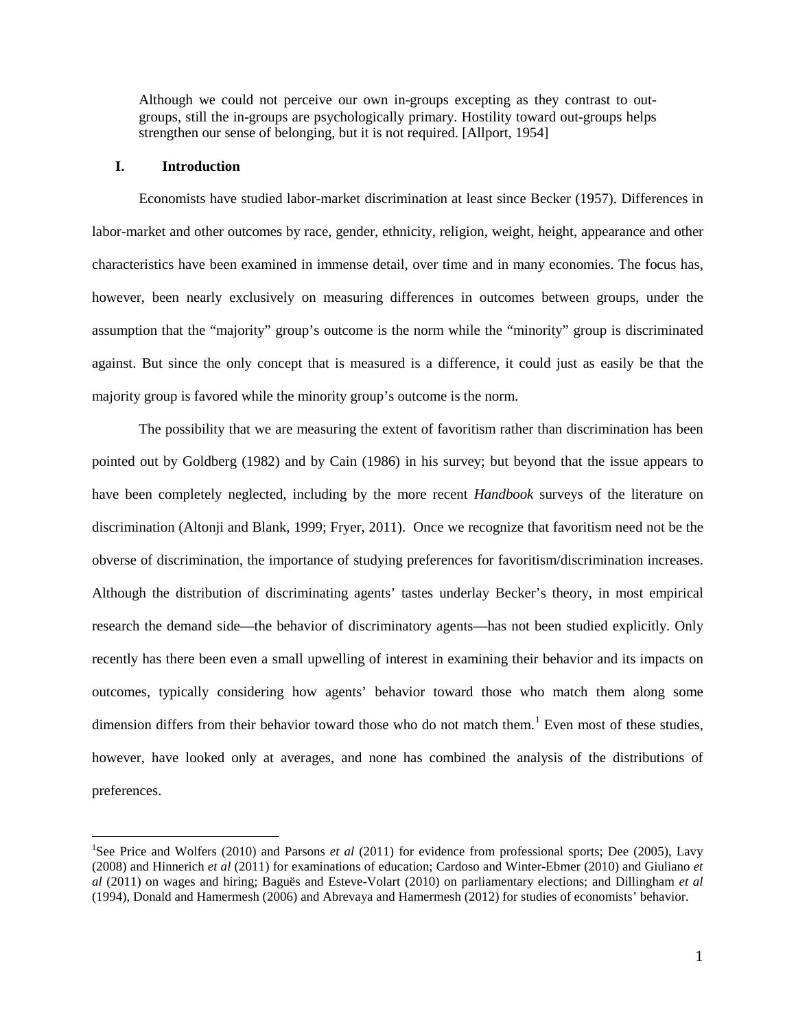> Although we could not perceive our own in-groups excepting as they contrast to out-groups, still the in-groups are psychologically primary. Hostility toward out-groups helps strengthen our sense of belonging, but it is not required. [Allport, 1954]

## I. Introduction

Economists have studied labor-market discrimination at least since Becker (1957). Differences in labor-market and other outcomes by race, gender, ethnicity, religion, weight, height, appearance and other characteristics have been examined in immense detail, over time and in many economies. The focus has, however, been nearly exclusively on measuring differences in outcomes between groups, under the assumption that the "majority" group's outcome is the norm while the "minority" group is discriminated against. But since the only concept that is measured is a difference, it could just as easily be that the majority group is favored while the minority group's outcome is the norm.

The possibility that we are measuring the extent of favoritism rather than discrimination has been pointed out by Goldberg (1982) and by Cain (1986) in his survey; but beyond that the issue appears to have been completely neglected, including by the more recent *Handbook* surveys of the literature on discrimination (Altonji and Blank, 1999; Fryer, 2011). Once we recognize that favoritism need not be the obverse of discrimination, the importance of studying preferences for favoritism/discrimination increases. Although the distribution of discriminating agents' tastes underlay Becker's theory, in most empirical research the demand side—the behavior of discriminatory agents—has not been studied explicitly. Only recently has there been even a small upwelling of interest in examining their behavior and its impacts on outcomes, typically considering how agents' behavior toward those who match them along some dimension differs from their behavior toward those who do not match them.[1] Even most of these studies, however, have looked only at averages, and none has combined the analysis of the distributions of preferences.

[1] See Price and Wolfers (2010) and Parsons *et al* (2011) for evidence from professional sports; Dee (2005), Lavy (2008) and Hinnerich *et al* (2011) for examinations of education; Cardoso and Winter-Ebmer (2010) and Giuliano *et al* (2011) on wages and hiring; Baguës and Esteve-Volart (2010) on parliamentary elections; and Dillingham *et al* (1994), Donald and Hamermesh (2006) and Abrevaya and Hamermesh (2012) for studies of economists' behavior.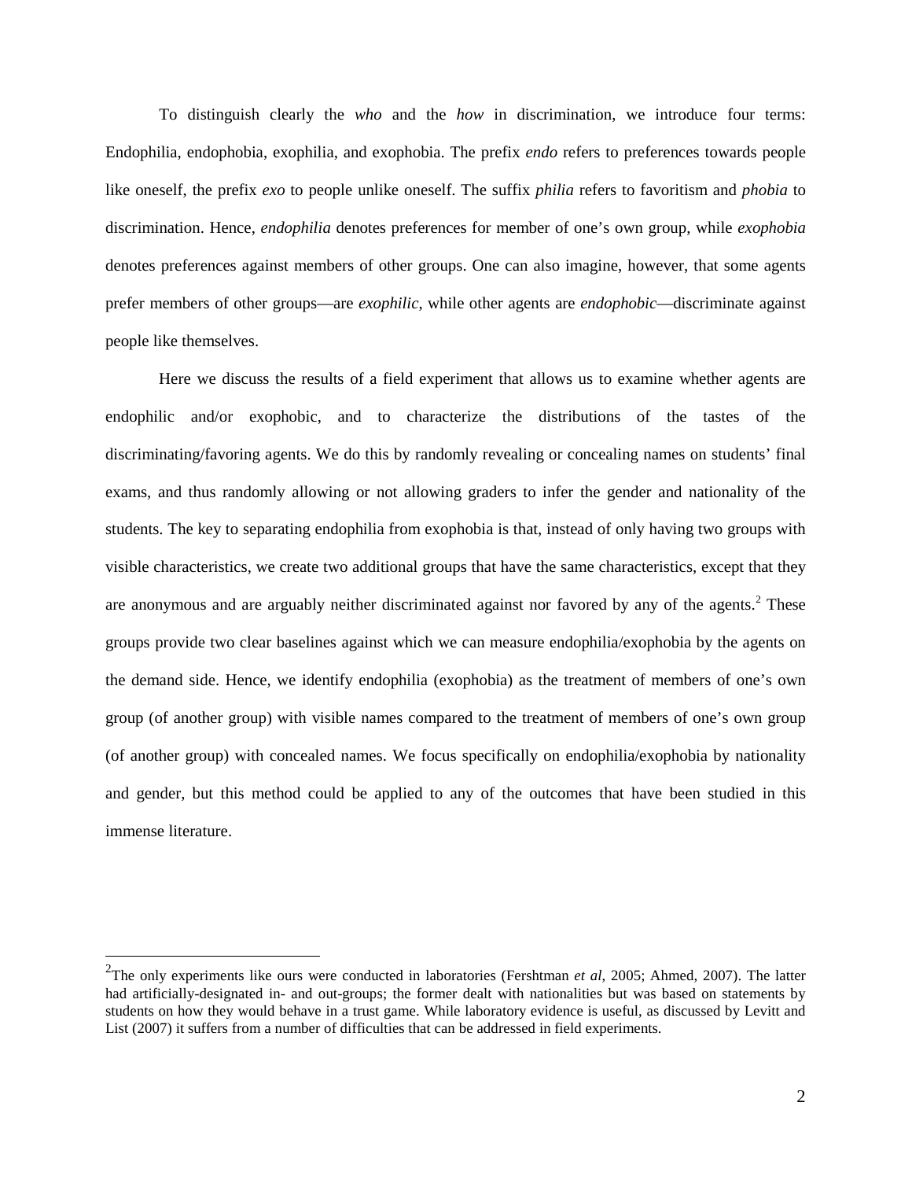To distinguish clearly the *who* and the *how* in discrimination, we introduce four terms: Endophilia, endophobia, exophilia, and exophobia. The prefix *endo* refers to preferences towards people like oneself, the prefix *exo* to people unlike oneself. The suffix *philia* refers to favoritism and *phobia* to discrimination. Hence, *endophilia* denotes preferences for member of one's own group, while *exophobia* denotes preferences against members of other groups. One can also imagine, however, that some agents prefer members of other groups—are *exophilic*, while other agents are *endophobic*—discriminate against people like themselves.

Here we discuss the results of a field experiment that allows us to examine whether agents are endophilic and/or exophobic, and to characterize the distributions of the tastes of the discriminating/favoring agents. We do this by randomly revealing or concealing names on students' final exams, and thus randomly allowing or not allowing graders to infer the gender and nationality of the students. The key to separating endophilia from exophobia is that, instead of only having two groups with visible characteristics, we create two additional groups that have the same characteristics, except that they are anonymous and are arguably neither discriminated against nor favored by any of the agents.[2] These groups provide two clear baselines against which we can measure endophilia/exophobia by the agents on the demand side. Hence, we identify endophilia (exophobia) as the treatment of members of one's own group (of another group) with visible names compared to the treatment of members of one's own group (of another group) with concealed names. We focus specifically on endophilia/exophobia by nationality and gender, but this method could be applied to any of the outcomes that have been studied in this immense literature.

---

[2]The only experiments like ours were conducted in laboratories (Fershtman *et al*, 2005; Ahmed, 2007). The latter had artificially-designated in- and out-groups; the former dealt with nationalities but was based on statements by students on how they would behave in a trust game. While laboratory evidence is useful, as discussed by Levitt and List (2007) it suffers from a number of difficulties that can be addressed in field experiments.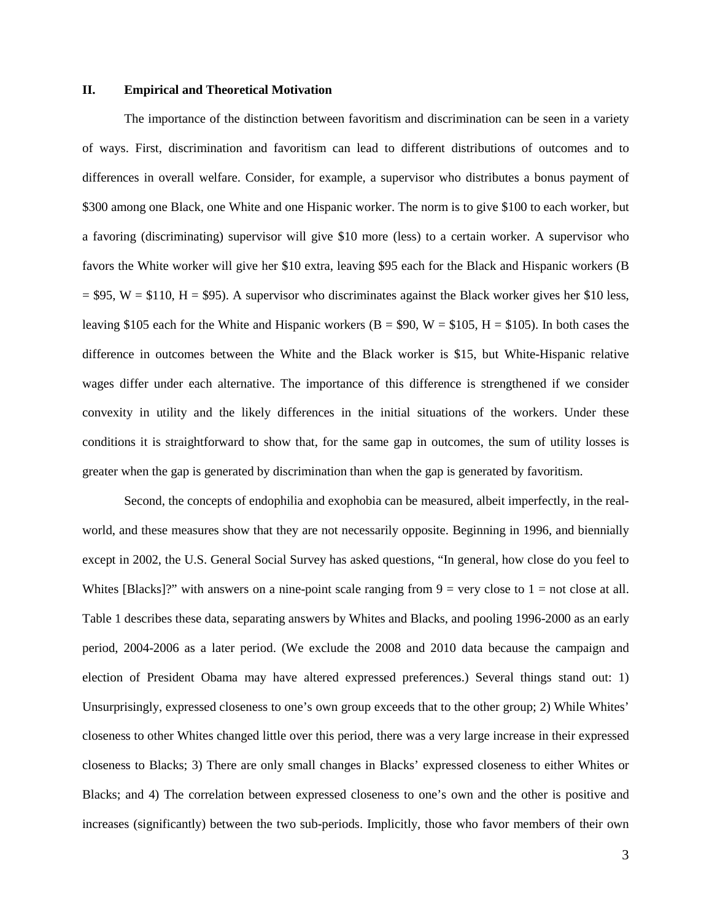## II. Empirical and Theoretical Motivation

The importance of the distinction between favoritism and discrimination can be seen in a variety of ways. First, discrimination and favoritism can lead to different distributions of outcomes and to differences in overall welfare. Consider, for example, a supervisor who distributes a bonus payment of $300 among one Black, one White and one Hispanic worker. The norm is to give $100 to each worker, but a favoring (discriminating) supervisor will give $10 more (less) to a certain worker. A supervisor who favors the White worker will give her $10 extra, leaving $95 each for the Black and Hispanic workers (B = $95, W = $110, H = $95). A supervisor who discriminates against the Black worker gives her $10 less, leaving $105 each for the White and Hispanic workers (B = $90, W = $105, H = $105). In both cases the difference in outcomes between the White and the Black worker is $15, but White-Hispanic relative wages differ under each alternative. The importance of this difference is strengthened if we consider convexity in utility and the likely differences in the initial situations of the workers. Under these conditions it is straightforward to show that, for the same gap in outcomes, the sum of utility losses is greater when the gap is generated by discrimination than when the gap is generated by favoritism.

Second, the concepts of endophilia and exophobia can be measured, albeit imperfectly, in the real-world, and these measures show that they are not necessarily opposite. Beginning in 1996, and biennially except in 2002, the U.S. General Social Survey has asked questions, "In general, how close do you feel to Whites [Blacks]?" with answers on a nine-point scale ranging from 9 = very close to 1 = not close at all. Table 1 describes these data, separating answers by Whites and Blacks, and pooling 1996-2000 as an early period, 2004-2006 as a later period. (We exclude the 2008 and 2010 data because the campaign and election of President Obama may have altered expressed preferences.) Several things stand out: 1) Unsurprisingly, expressed closeness to one's own group exceeds that to the other group; 2) While Whites' closeness to other Whites changed little over this period, there was a very large increase in their expressed closeness to Blacks; 3) There are only small changes in Blacks' expressed closeness to either Whites or Blacks; and 4) The correlation between expressed closeness to one's own and the other is positive and increases (significantly) between the two sub-periods. Implicitly, those who favor members of their own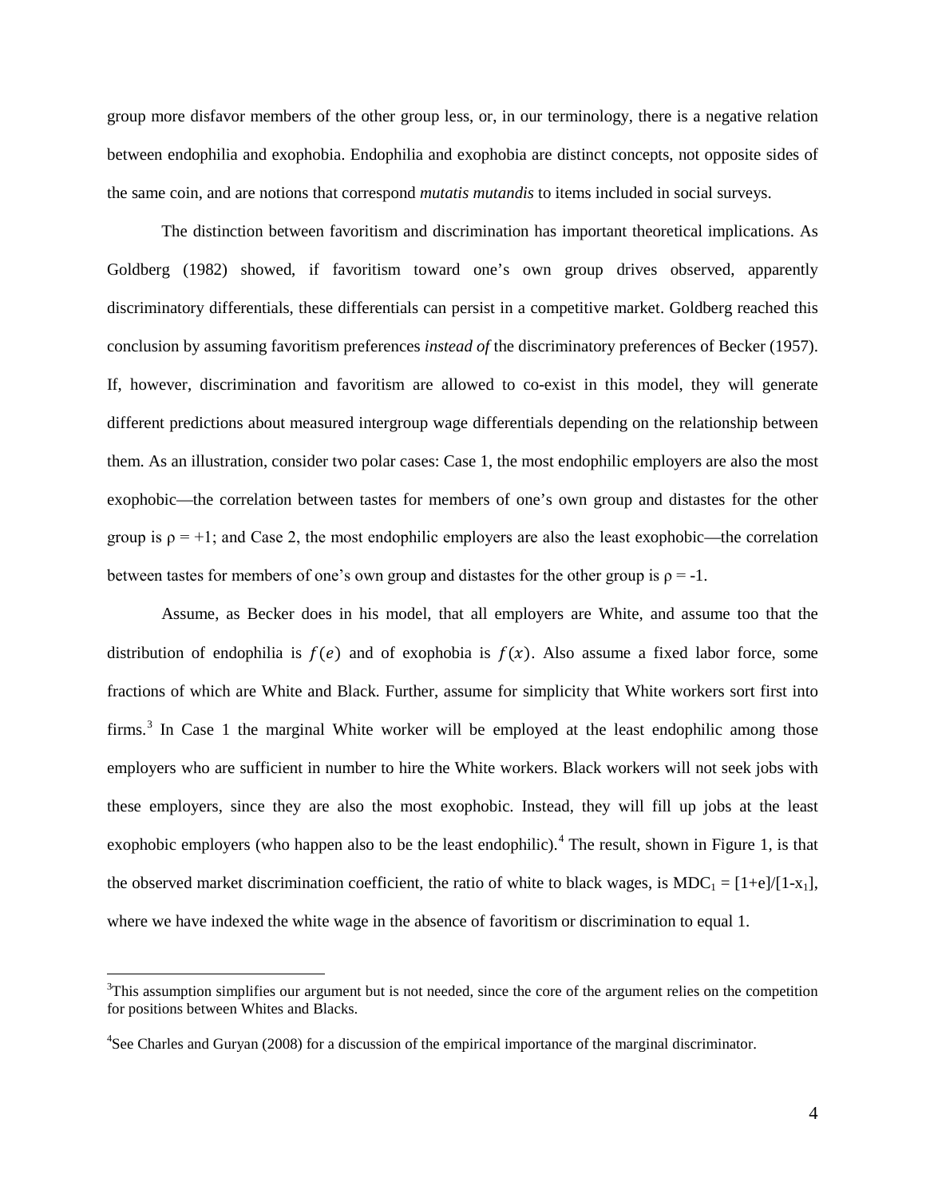group more disfavor members of the other group less, or, in our terminology, there is a negative relation between endophilia and exophobia. Endophilia and exophobia are distinct concepts, not opposite sides of the same coin, and are notions that correspond *mutatis mutandis* to items included in social surveys.

The distinction between favoritism and discrimination has important theoretical implications. As Goldberg (1982) showed, if favoritism toward one's own group drives observed, apparently discriminatory differentials, these differentials can persist in a competitive market. Goldberg reached this conclusion by assuming favoritism preferences *instead of* the discriminatory preferences of Becker (1957). If, however, discrimination and favoritism are allowed to co-exist in this model, they will generate different predictions about measured intergroup wage differentials depending on the relationship between them. As an illustration, consider two polar cases: Case 1, the most endophilic employers are also the most exophobic—the correlation between tastes for members of one's own group and distastes for the other group is $\rho = +1$; and Case 2, the most endophilic employers are also the least exophobic—the correlation between tastes for members of one's own group and distastes for the other group is $\rho = -1$.

Assume, as Becker does in his model, that all employers are White, and assume too that the distribution of endophilia is $f(e)$ and of exophobia is $f(x)$. Also assume a fixed labor force, some fractions of which are White and Black. Further, assume for simplicity that White workers sort first into firms.[3] In Case 1 the marginal White worker will be employed at the least endophilic among those employers who are sufficient in number to hire the White workers. Black workers will not seek jobs with these employers, since they are also the most exophobic. Instead, they will fill up jobs at the least exophobic employers (who happen also to be the least endophilic).[4] The result, shown in Figure 1, is that the observed market discrimination coefficient, the ratio of white to black wages, is $MDC_1 = [1+e]/[1-x_1]$, where we have indexed the white wage in the absence of favoritism or discrimination to equal 1.

[3]This assumption simplifies our argument but is not needed, since the core of the argument relies on the competition for positions between Whites and Blacks.

[4]See Charles and Guryan (2008) for a discussion of the empirical importance of the marginal discriminator.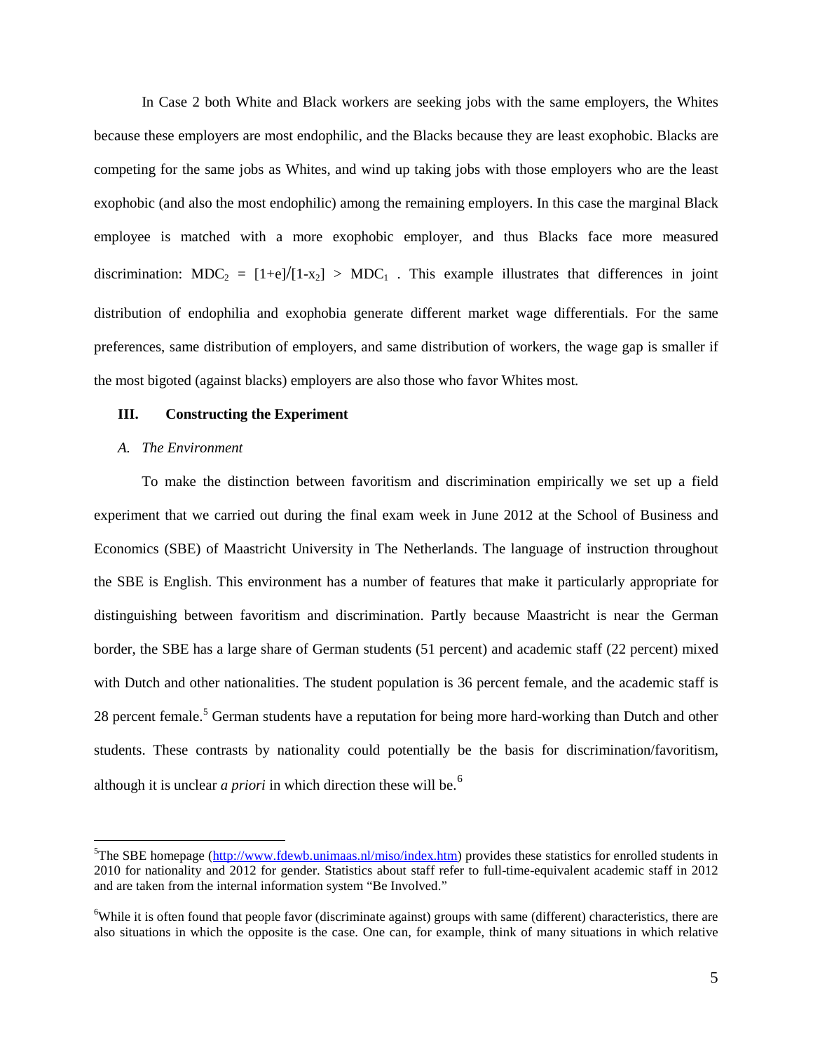In Case 2 both White and Black workers are seeking jobs with the same employers, the Whites because these employers are most endophilic, and the Blacks because they are least exophobic. Blacks are competing for the same jobs as Whites, and wind up taking jobs with those employers who are the least exophobic (and also the most endophilic) among the remaining employers. In this case the marginal Black employee is matched with a more exophobic employer, and thus Blacks face more measured discrimination: $MDC_2 = [1+e]/[1-x_2] > MDC_1$ . This example illustrates that differences in joint distribution of endophilia and exophobia generate different market wage differentials. For the same preferences, same distribution of employers, and same distribution of workers, the wage gap is smaller if the most bigoted (against blacks) employers are also those who favor Whites most.

## III. Constructing the Experiment

### *A. The Environment*

To make the distinction between favoritism and discrimination empirically we set up a field experiment that we carried out during the final exam week in June 2012 at the School of Business and Economics (SBE) of Maastricht University in The Netherlands. The language of instruction throughout the SBE is English. This environment has a number of features that make it particularly appropriate for distinguishing between favoritism and discrimination. Partly because Maastricht is near the German border, the SBE has a large share of German students (51 percent) and academic staff (22 percent) mixed with Dutch and other nationalities. The student population is 36 percent female, and the academic staff is 28 percent female.[5] German students have a reputation for being more hard-working than Dutch and other students. These contrasts by nationality could potentially be the basis for discrimination/favoritism, although it is unclear *a priori* in which direction these will be.[6]

---

[5]The SBE homepage (http://www.fdewb.unimaas.nl/miso/index.htm) provides these statistics for enrolled students in 2010 for nationality and 2012 for gender. Statistics about staff refer to full-time-equivalent academic staff in 2012 and are taken from the internal information system "Be Involved."

[6]While it is often found that people favor (discriminate against) groups with same (different) characteristics, there are also situations in which the opposite is the case. One can, for example, think of many situations in which relative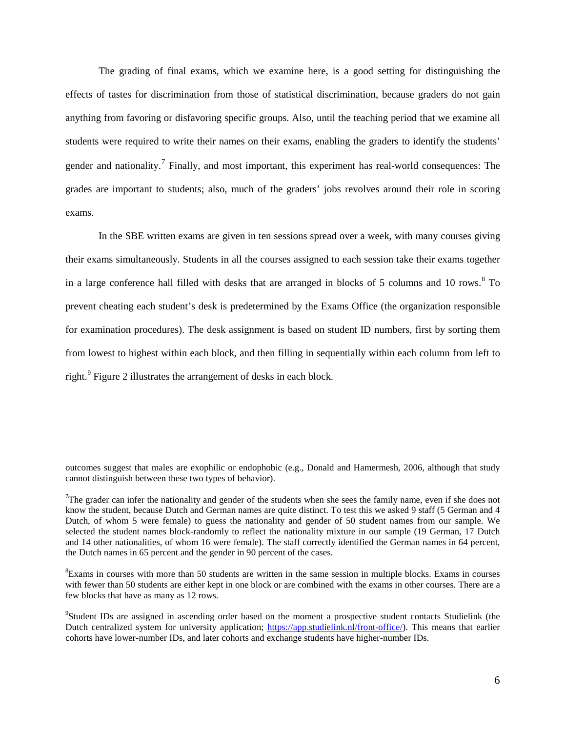The grading of final exams, which we examine here, is a good setting for distinguishing the effects of tastes for discrimination from those of statistical discrimination, because graders do not gain anything from favoring or disfavoring specific groups. Also, until the teaching period that we examine all students were required to write their names on their exams, enabling the graders to identify the students' gender and nationality.[7] Finally, and most important, this experiment has real-world consequences: The grades are important to students; also, much of the graders' jobs revolves around their role in scoring exams.

In the SBE written exams are given in ten sessions spread over a week, with many courses giving their exams simultaneously. Students in all the courses assigned to each session take their exams together in a large conference hall filled with desks that are arranged in blocks of 5 columns and 10 rows.[8] To prevent cheating each student's desk is predetermined by the Exams Office (the organization responsible for examination procedures). The desk assignment is based on student ID numbers, first by sorting them from lowest to highest within each block, and then filling in sequentially within each column from left to right.[9] Figure 2 illustrates the arrangement of desks in each block.

---

outcomes suggest that males are exophilic or endophobic (e.g., Donald and Hamermesh, 2006, although that study cannot distinguish between these two types of behavior).

[7]The grader can infer the nationality and gender of the students when she sees the family name, even if she does not know the student, because Dutch and German names are quite distinct. To test this we asked 9 staff (5 German and 4 Dutch, of whom 5 were female) to guess the nationality and gender of 50 student names from our sample. We selected the student names block-randomly to reflect the nationality mixture in our sample (19 German, 17 Dutch and 14 other nationalities, of whom 16 were female). The staff correctly identified the German names in 64 percent, the Dutch names in 65 percent and the gender in 90 percent of the cases.

[8]Exams in courses with more than 50 students are written in the same session in multiple blocks. Exams in courses with fewer than 50 students are either kept in one block or are combined with the exams in other courses. There are a few blocks that have as many as 12 rows.

[9]Student IDs are assigned in ascending order based on the moment a prospective student contacts Studielink (the Dutch centralized system for university application; https://app.studielink.nl/front-office/). This means that earlier cohorts have lower-number IDs, and later cohorts and exchange students have higher-number IDs.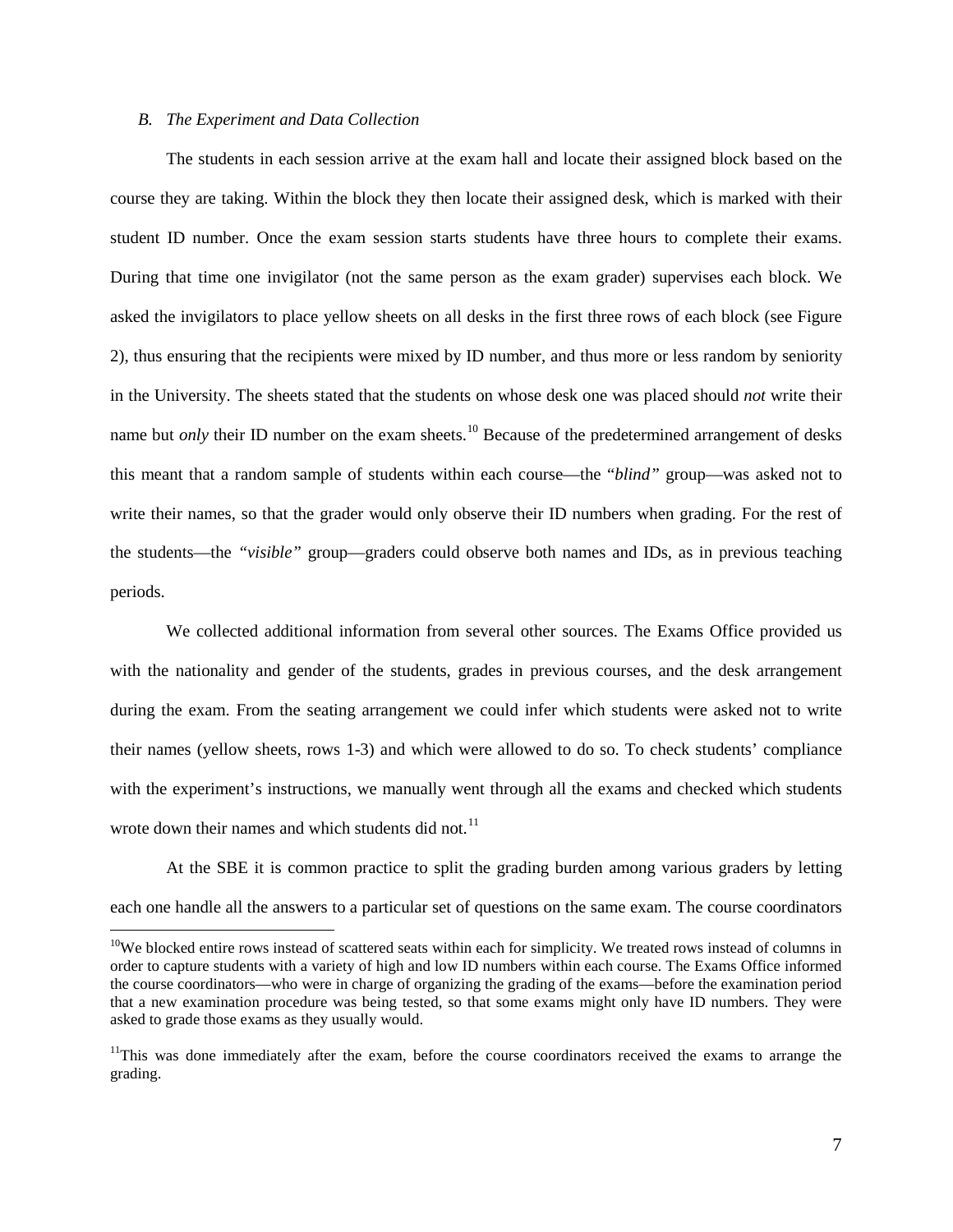### *B. The Experiment and Data Collection*

The students in each session arrive at the exam hall and locate their assigned block based on the course they are taking. Within the block they then locate their assigned desk, which is marked with their student ID number. Once the exam session starts students have three hours to complete their exams. During that time one invigilator (not the same person as the exam grader) supervises each block. We asked the invigilators to place yellow sheets on all desks in the first three rows of each block (see Figure 2), thus ensuring that the recipients were mixed by ID number, and thus more or less random by seniority in the University. The sheets stated that the students on whose desk one was placed should *not* write their name but *only* their ID number on the exam sheets.[10] Because of the predetermined arrangement of desks this meant that a random sample of students within each course—the "*blind"* group—was asked not to write their names, so that the grader would only observe their ID numbers when grading. For the rest of the students—the *"visible"* group—graders could observe both names and IDs, as in previous teaching periods.

We collected additional information from several other sources. The Exams Office provided us with the nationality and gender of the students, grades in previous courses, and the desk arrangement during the exam. From the seating arrangement we could infer which students were asked not to write their names (yellow sheets, rows 1-3) and which were allowed to do so. To check students' compliance with the experiment's instructions, we manually went through all the exams and checked which students wrote down their names and which students did not.[11]

At the SBE it is common practice to split the grading burden among various graders by letting each one handle all the answers to a particular set of questions on the same exam. The course coordinators

---

[10] We blocked entire rows instead of scattered seats within each for simplicity. We treated rows instead of columns in order to capture students with a variety of high and low ID numbers within each course. The Exams Office informed the course coordinators—who were in charge of organizing the grading of the exams—before the examination period that a new examination procedure was being tested, so that some exams might only have ID numbers. They were asked to grade those exams as they usually would.

[11] This was done immediately after the exam, before the course coordinators received the exams to arrange the grading.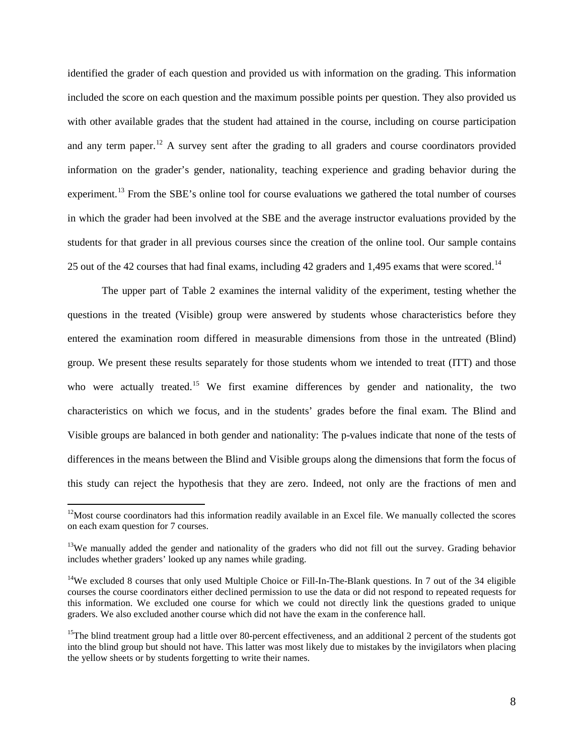identified the grader of each question and provided us with information on the grading. This information included the score on each question and the maximum possible points per question. They also provided us with other available grades that the student had attained in the course, including on course participation and any term paper.[12] A survey sent after the grading to all graders and course coordinators provided information on the grader's gender, nationality, teaching experience and grading behavior during the experiment.[13] From the SBE's online tool for course evaluations we gathered the total number of courses in which the grader had been involved at the SBE and the average instructor evaluations provided by the students for that grader in all previous courses since the creation of the online tool. Our sample contains 25 out of the 42 courses that had final exams, including 42 graders and 1,495 exams that were scored.[14]

The upper part of Table 2 examines the internal validity of the experiment, testing whether the questions in the treated (Visible) group were answered by students whose characteristics before they entered the examination room differed in measurable dimensions from those in the untreated (Blind) group. We present these results separately for those students whom we intended to treat (ITT) and those who were actually treated.[15] We first examine differences by gender and nationality, the two characteristics on which we focus, and in the students' grades before the final exam. The Blind and Visible groups are balanced in both gender and nationality: The p-values indicate that none of the tests of differences in the means between the Blind and Visible groups along the dimensions that form the focus of this study can reject the hypothesis that they are zero. Indeed, not only are the fractions of men and

---

[12]Most course coordinators had this information readily available in an Excel file. We manually collected the scores on each exam question for 7 courses.

[13]We manually added the gender and nationality of the graders who did not fill out the survey. Grading behavior includes whether graders' looked up any names while grading.

[14]We excluded 8 courses that only used Multiple Choice or Fill-In-The-Blank questions. In 7 out of the 34 eligible courses the course coordinators either declined permission to use the data or did not respond to repeated requests for this information. We excluded one course for which we could not directly link the questions graded to unique graders. We also excluded another course which did not have the exam in the conference hall.

[15]The blind treatment group had a little over 80-percent effectiveness, and an additional 2 percent of the students got into the blind group but should not have. This latter was most likely due to mistakes by the invigilators when placing the yellow sheets or by students forgetting to write their names.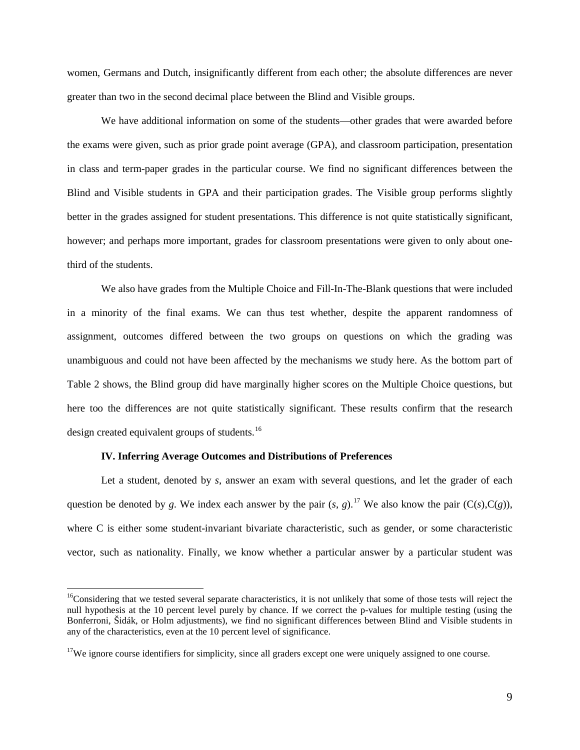women, Germans and Dutch, insignificantly different from each other; the absolute differences are never greater than two in the second decimal place between the Blind and Visible groups.

We have additional information on some of the students—other grades that were awarded before the exams were given, such as prior grade point average (GPA), and classroom participation, presentation in class and term-paper grades in the particular course. We find no significant differences between the Blind and Visible students in GPA and their participation grades. The Visible group performs slightly better in the grades assigned for student presentations. This difference is not quite statistically significant, however; and perhaps more important, grades for classroom presentations were given to only about one-third of the students.

We also have grades from the Multiple Choice and Fill-In-The-Blank questions that were included in a minority of the final exams. We can thus test whether, despite the apparent randomness of assignment, outcomes differed between the two groups on questions on which the grading was unambiguous and could not have been affected by the mechanisms we study here. As the bottom part of Table 2 shows, the Blind group did have marginally higher scores on the Multiple Choice questions, but here too the differences are not quite statistically significant. These results confirm that the research design created equivalent groups of students.[16]

### IV. Inferring Average Outcomes and Distributions of Preferences

Let a student, denoted by *s*, answer an exam with several questions, and let the grader of each question be denoted by *g*. We index each answer by the pair $(s, g)$.[17] We also know the pair $(C(s),C(g))$, where C is either some student-invariant bivariate characteristic, such as gender, or some characteristic vector, such as nationality. Finally, we know whether a particular answer by a particular student was

---

[16] Considering that we tested several separate characteristics, it is not unlikely that some of those tests will reject the null hypothesis at the 10 percent level purely by chance. If we correct the p-values for multiple testing (using the Bonferroni, Šidák, or Holm adjustments), we find no significant differences between Blind and Visible students in any of the characteristics, even at the 10 percent level of significance.

[17] We ignore course identifiers for simplicity, since all graders except one were uniquely assigned to one course.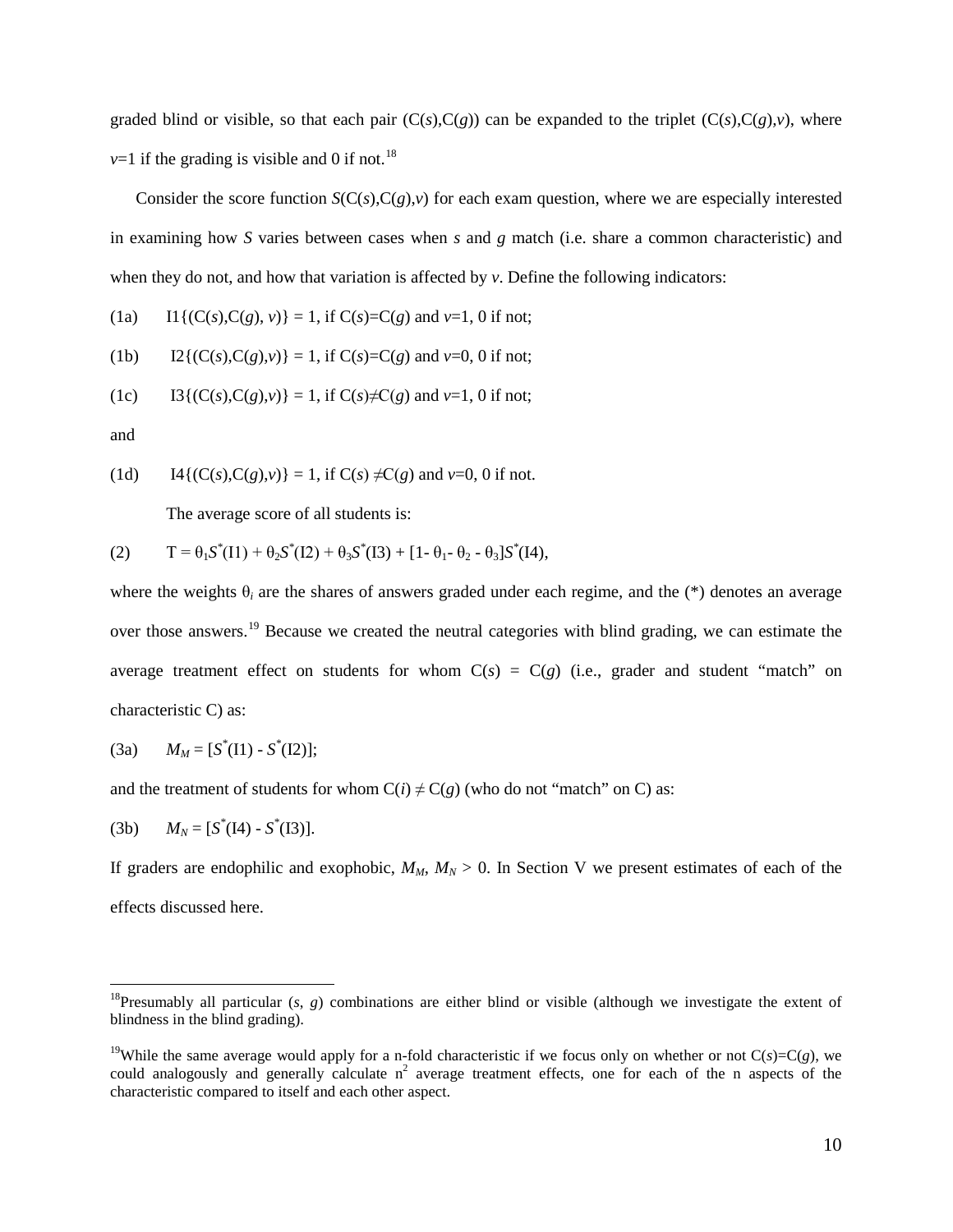graded blind or visible, so that each pair (C($s$),C($g$)) can be expanded to the triplet (C($s$),C($g$),$v$), where $v$=1 if the grading is visible and 0 if not.[18]

Consider the score function $S$(C($s$),C($g$),$v$) for each exam question, where we are especially interested in examining how $S$ varies between cases when $s$ and $g$ match (i.e. share a common characteristic) and when they do not, and how that variation is affected by $v$. Define the following indicators:

(1a) I1{(C($s$),C($g$), $v$)} = 1, if C($s$)=C($g$) and $v$=1, 0 if not;

(1b) I2{(C($s$),C($g$),$v$)} = 1, if C($s$)=C($g$) and $v$=0, 0 if not;

(1c) I3{(C($s$),C($g$),$v$)} = 1, if C($s$)≠C($g$) and $v$=1, 0 if not;

and

(1d) I4{(C($s$),C($g$),$v$)} = 1, if C($s$) ≠C($g$) and $v$=0, 0 if not.

The average score of all students is:

(2) $$T = \theta_1 S^*(I1) + \theta_2 S^*(I2) + \theta_3 S^*(I3) + [1- \theta_1 - \theta_2 - \theta_3]S^*(I4),$$

where the weights $\theta_i$ are the shares of answers graded under each regime, and the (*) denotes an average over those answers.[19] Because we created the neutral categories with blind grading, we can estimate the average treatment effect on students for whom C($s$) = C($g$) (i.e., grader and student "match" on characteristic C) as:

(3a) $$M_M = [S^*(I1) - S^*(I2)];$$

and the treatment of students for whom C($i$) ≠ C($g$) (who do not "match" on C) as:

(3b) $$M_N = [S^*(I4) - S^*(I3)].$$

If graders are endophilic and exophobic, $M_M$, $M_N$ > 0. In Section V we present estimates of each of the effects discussed here.

---

[18]Presumably all particular ($s$, $g$) combinations are either blind or visible (although we investigate the extent of blindness in the blind grading).

[19]While the same average would apply for a n-fold characteristic if we focus only on whether or not C($s$)=C($g$), we could analogously and generally calculate $n^2$ average treatment effects, one for each of the n aspects of the characteristic compared to itself and each other aspect.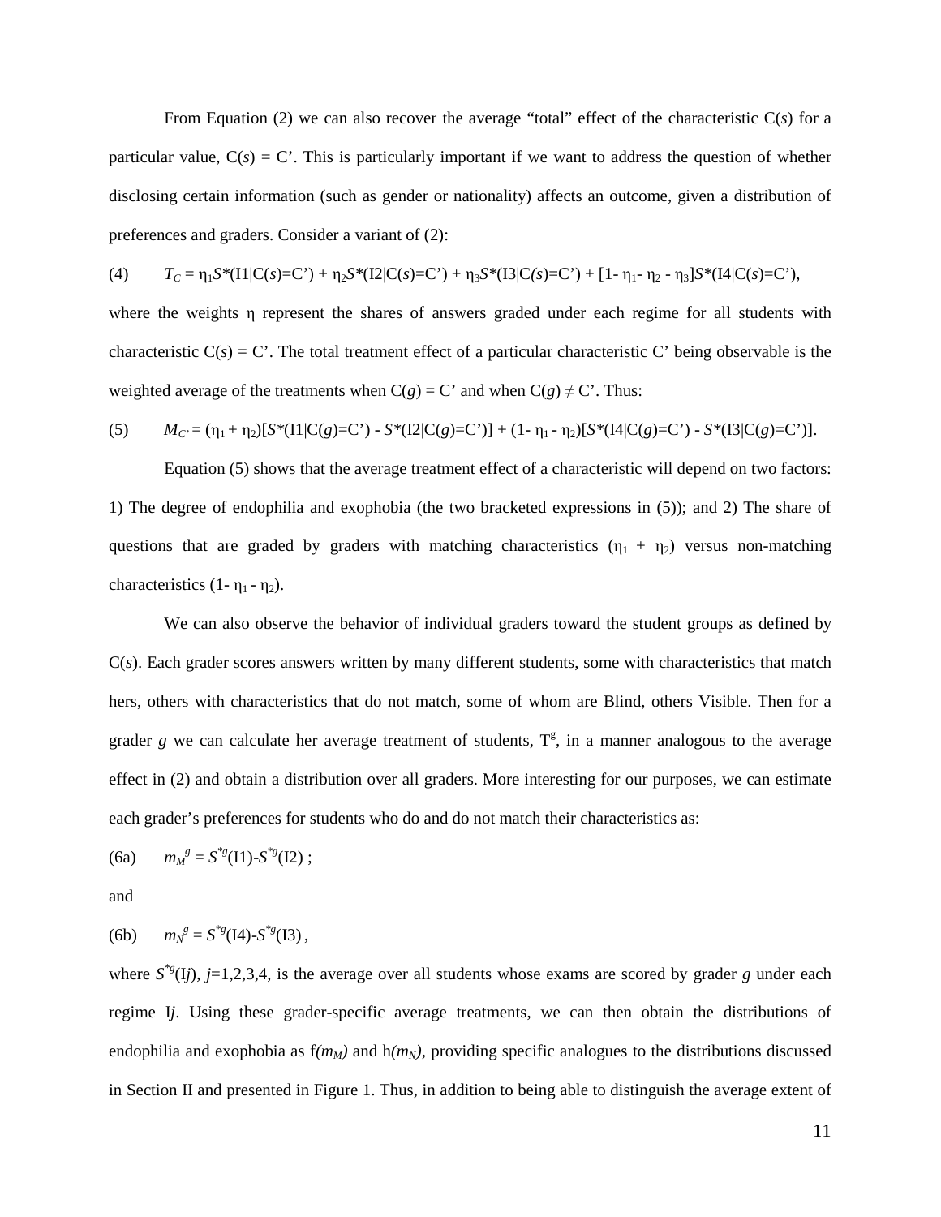From Equation (2) we can also recover the average "total" effect of the characteristic C(*s*) for a particular value, C(*s*) = C'. This is particularly important if we want to address the question of whether disclosing certain information (such as gender or nationality) affects an outcome, given a distribution of preferences and graders. Consider a variant of (2):

$$(4) \qquad T_C = \eta_1 S^*(\text{I1}|\text{C}(s)=\text{C'}) + \eta_2 S^*(\text{I2}|\text{C}(s)=\text{C'}) + \eta_3 S^*(\text{I3}|\text{C}(s)=\text{C'}) + [1-\eta_1-\eta_2-\eta_3] S^*(\text{I4}|\text{C}(s)=\text{C'}),$$

where the weights η represent the shares of answers graded under each regime for all students with characteristic C(*s*) = C'. The total treatment effect of a particular characteristic C' being observable is the weighted average of the treatments when C(*g*) = C' and when C(*g*) ≠ C'. Thus:

$$(5) \qquad M_{C'} = (\eta_1 + \eta_2)[S^*(\text{I1}|\text{C}(g)=\text{C'}) - S^*(\text{I2}|\text{C}(g)=\text{C'})] + (1-\eta_1-\eta_2)[S^*(\text{I4}|\text{C}(g)=\text{C'}) - S^*(\text{I3}|\text{C}(g)=\text{C'})].$$

Equation (5) shows that the average treatment effect of a characteristic will depend on two factors: 1) The degree of endophilia and exophobia (the two bracketed expressions in (5)); and 2) The share of questions that are graded by graders with matching characteristics ($\eta_1 + \eta_2$) versus non-matching characteristics ($1-\eta_1-\eta_2$).

We can also observe the behavior of individual graders toward the student groups as defined by C(*s*). Each grader scores answers written by many different students, some with characteristics that match hers, others with characteristics that do not match, some of whom are Blind, others Visible. Then for a grader *g* we can calculate her average treatment of students, $T^g$, in a manner analogous to the average effect in (2) and obtain a distribution over all graders. More interesting for our purposes, we can estimate each grader's preferences for students who do and do not match their characteristics as:

$$(6a) \qquad m_M^g = S^{*g}(\text{I1}) - S^{*g}(\text{I2})\ ;$$

and

$$(6b) \qquad m_N^g = S^{*g}(\text{I4}) - S^{*g}(\text{I3})\,,$$

where $S^{*g}(\text{I}j)$, $j$=1,2,3,4, is the average over all students whose exams are scored by grader *g* under each regime I*j*. Using these grader-specific average treatments, we can then obtain the distributions of endophilia and exophobia as f$(m_M)$ and h$(m_N)$, providing specific analogues to the distributions discussed in Section II and presented in Figure 1. Thus, in addition to being able to distinguish the average extent of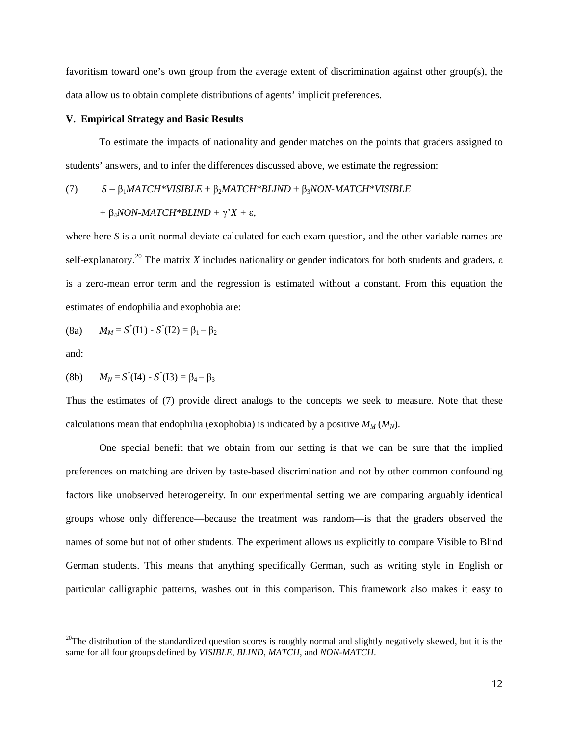favoritism toward one's own group from the average extent of discrimination against other group(s), the data allow us to obtain complete distributions of agents' implicit preferences.

## V. Empirical Strategy and Basic Results

To estimate the impacts of nationality and gender matches on the points that graders assigned to students' answers, and to infer the differences discussed above, we estimate the regression:

$$S = \beta_1 MATCH*VISIBLE + \beta_2 MATCH*BLIND + \beta_3 NON\text{-}MATCH*VISIBLE + \beta_4 NON\text{-}MATCH*BLIND + \gamma' X + \varepsilon, \tag{7}$$

where here $S$ is a unit normal deviate calculated for each exam question, and the other variable names are self-explanatory.[20] The matrix $X$ includes nationality or gender indicators for both students and graders, $\varepsilon$ is a zero-mean error term and the regression is estimated without a constant. From this equation the estimates of endophilia and exophobia are:

$$M_M = S^*(\text{I1}) - S^*(\text{I2}) = \beta_1 - \beta_2 \tag{8a}$$

and:

$$M_N = S^*(\text{I4}) - S^*(\text{I3}) = \beta_4 - \beta_3 \tag{8b}$$

Thus the estimates of (7) provide direct analogs to the concepts we seek to measure. Note that these calculations mean that endophilia (exophobia) is indicated by a positive $M_M$ ($M_N$).

One special benefit that we obtain from our setting is that we can be sure that the implied preferences on matching are driven by taste-based discrimination and not by other common confounding factors like unobserved heterogeneity. In our experimental setting we are comparing arguably identical groups whose only difference—because the treatment was random—is that the graders observed the names of some but not of other students. The experiment allows us explicitly to compare Visible to Blind German students. This means that anything specifically German, such as writing style in English or particular calligraphic patterns, washes out in this comparison. This framework also makes it easy to

[20] The distribution of the standardized question scores is roughly normal and slightly negatively skewed, but it is the same for all four groups defined by *VISIBLE*, *BLIND*, *MATCH*, and *NON-MATCH*.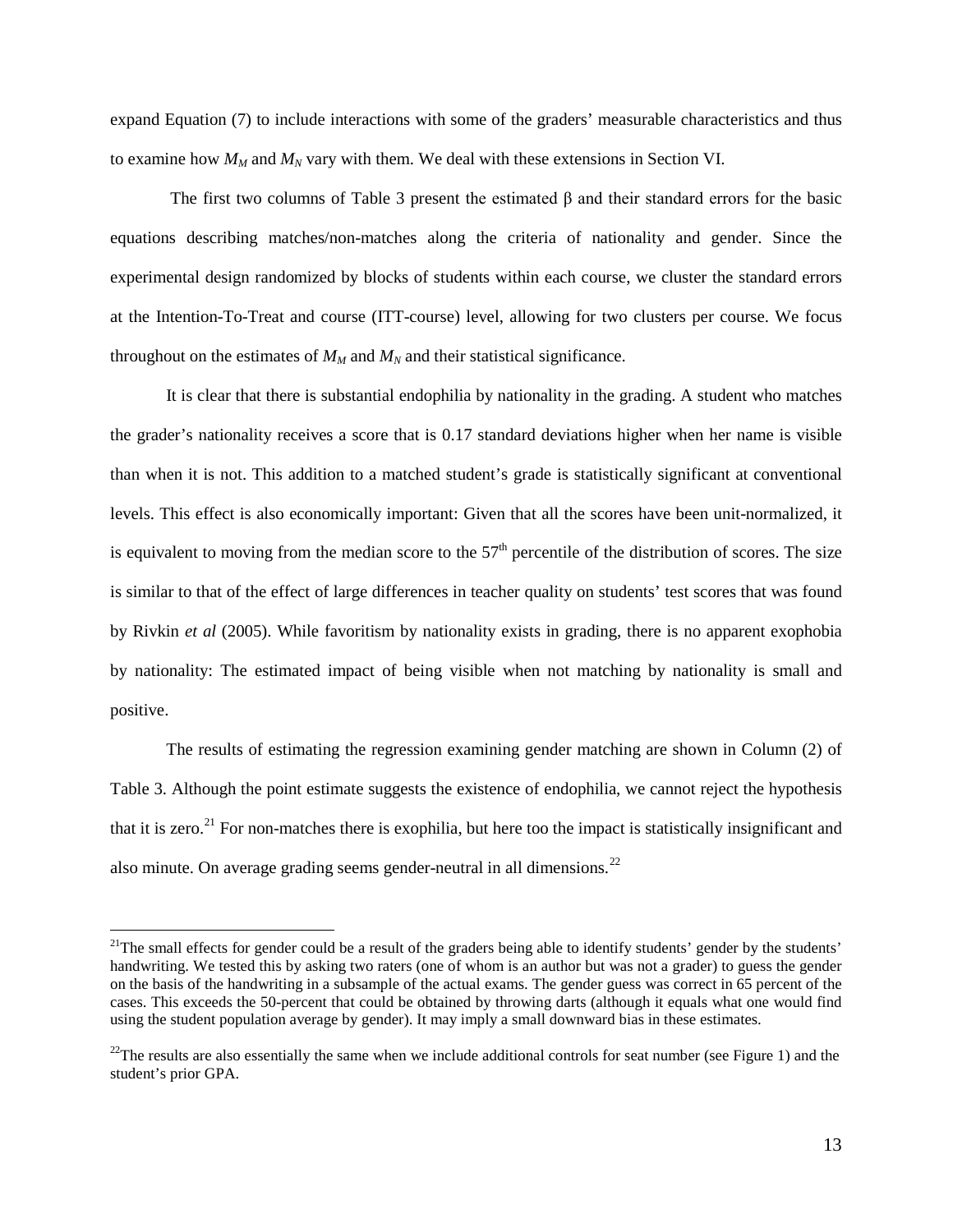expand Equation (7) to include interactions with some of the graders' measurable characteristics and thus to examine how $M_M$ and $M_N$ vary with them. We deal with these extensions in Section VI.

The first two columns of Table 3 present the estimated β and their standard errors for the basic equations describing matches/non-matches along the criteria of nationality and gender. Since the experimental design randomized by blocks of students within each course, we cluster the standard errors at the Intention-To-Treat and course (ITT-course) level, allowing for two clusters per course. We focus throughout on the estimates of $M_M$ and $M_N$ and their statistical significance.

It is clear that there is substantial endophilia by nationality in the grading. A student who matches the grader's nationality receives a score that is 0.17 standard deviations higher when her name is visible than when it is not. This addition to a matched student's grade is statistically significant at conventional levels. This effect is also economically important: Given that all the scores have been unit-normalized, it is equivalent to moving from the median score to the 57th percentile of the distribution of scores. The size is similar to that of the effect of large differences in teacher quality on students' test scores that was found by Rivkin *et al* (2005). While favoritism by nationality exists in grading, there is no apparent exophobia by nationality: The estimated impact of being visible when not matching by nationality is small and positive.

The results of estimating the regression examining gender matching are shown in Column (2) of Table 3. Although the point estimate suggests the existence of endophilia, we cannot reject the hypothesis that it is zero.[21] For non-matches there is exophilia, but here too the impact is statistically insignificant and also minute. On average grading seems gender-neutral in all dimensions.[22]

[21]The small effects for gender could be a result of the graders being able to identify students' gender by the students' handwriting. We tested this by asking two raters (one of whom is an author but was not a grader) to guess the gender on the basis of the handwriting in a subsample of the actual exams. The gender guess was correct in 65 percent of the cases. This exceeds the 50-percent that could be obtained by throwing darts (although it equals what one would find using the student population average by gender). It may imply a small downward bias in these estimates.

[22]The results are also essentially the same when we include additional controls for seat number (see Figure 1) and the student's prior GPA.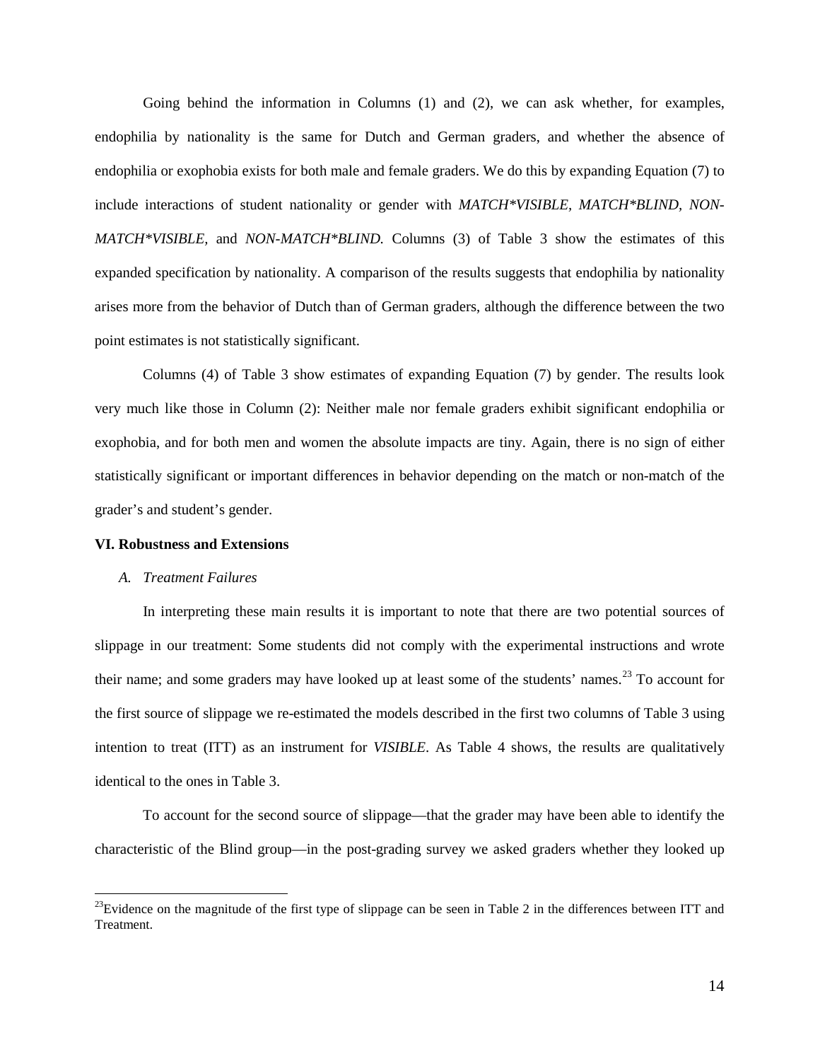Going behind the information in Columns (1) and (2), we can ask whether, for examples, endophilia by nationality is the same for Dutch and German graders, and whether the absence of endophilia or exophobia exists for both male and female graders. We do this by expanding Equation (7) to include interactions of student nationality or gender with *MATCH\*VISIBLE, MATCH\*BLIND, NON-MATCH\*VISIBLE,* and *NON-MATCH\*BLIND.* Columns (3) of Table 3 show the estimates of this expanded specification by nationality. A comparison of the results suggests that endophilia by nationality arises more from the behavior of Dutch than of German graders, although the difference between the two point estimates is not statistically significant.

Columns (4) of Table 3 show estimates of expanding Equation (7) by gender. The results look very much like those in Column (2): Neither male nor female graders exhibit significant endophilia or exophobia, and for both men and women the absolute impacts are tiny. Again, there is no sign of either statistically significant or important differences in behavior depending on the match or non-match of the grader's and student's gender.

## VI. Robustness and Extensions

### *A. Treatment Failures*

In interpreting these main results it is important to note that there are two potential sources of slippage in our treatment: Some students did not comply with the experimental instructions and wrote their name; and some graders may have looked up at least some of the students' names.[23] To account for the first source of slippage we re-estimated the models described in the first two columns of Table 3 using intention to treat (ITT) as an instrument for *VISIBLE*. As Table 4 shows, the results are qualitatively identical to the ones in Table 3.

To account for the second source of slippage—that the grader may have been able to identify the characteristic of the Blind group—in the post-grading survey we asked graders whether they looked up

[23] Evidence on the magnitude of the first type of slippage can be seen in Table 2 in the differences between ITT and Treatment.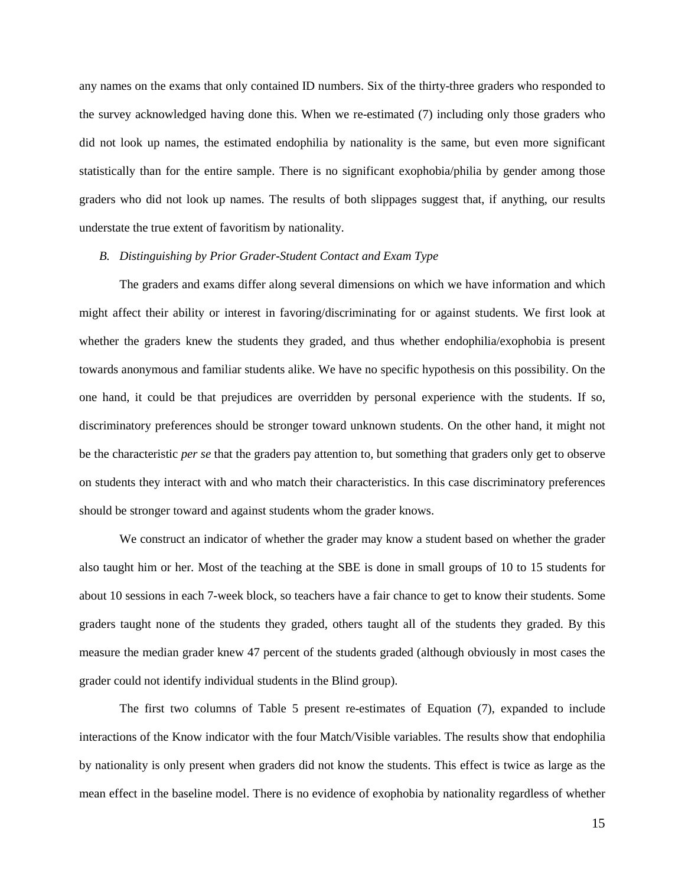any names on the exams that only contained ID numbers. Six of the thirty-three graders who responded to the survey acknowledged having done this. When we re-estimated (7) including only those graders who did not look up names, the estimated endophilia by nationality is the same, but even more significant statistically than for the entire sample. There is no significant exophobia/philia by gender among those graders who did not look up names. The results of both slippages suggest that, if anything, our results understate the true extent of favoritism by nationality.

### *B. Distinguishing by Prior Grader-Student Contact and Exam Type*

The graders and exams differ along several dimensions on which we have information and which might affect their ability or interest in favoring/discriminating for or against students. We first look at whether the graders knew the students they graded, and thus whether endophilia/exophobia is present towards anonymous and familiar students alike. We have no specific hypothesis on this possibility. On the one hand, it could be that prejudices are overridden by personal experience with the students. If so, discriminatory preferences should be stronger toward unknown students. On the other hand, it might not be the characteristic *per se* that the graders pay attention to, but something that graders only get to observe on students they interact with and who match their characteristics. In this case discriminatory preferences should be stronger toward and against students whom the grader knows.

We construct an indicator of whether the grader may know a student based on whether the grader also taught him or her. Most of the teaching at the SBE is done in small groups of 10 to 15 students for about 10 sessions in each 7-week block, so teachers have a fair chance to get to know their students. Some graders taught none of the students they graded, others taught all of the students they graded. By this measure the median grader knew 47 percent of the students graded (although obviously in most cases the grader could not identify individual students in the Blind group).

The first two columns of Table 5 present re-estimates of Equation (7), expanded to include interactions of the Know indicator with the four Match/Visible variables. The results show that endophilia by nationality is only present when graders did not know the students. This effect is twice as large as the mean effect in the baseline model. There is no evidence of exophobia by nationality regardless of whether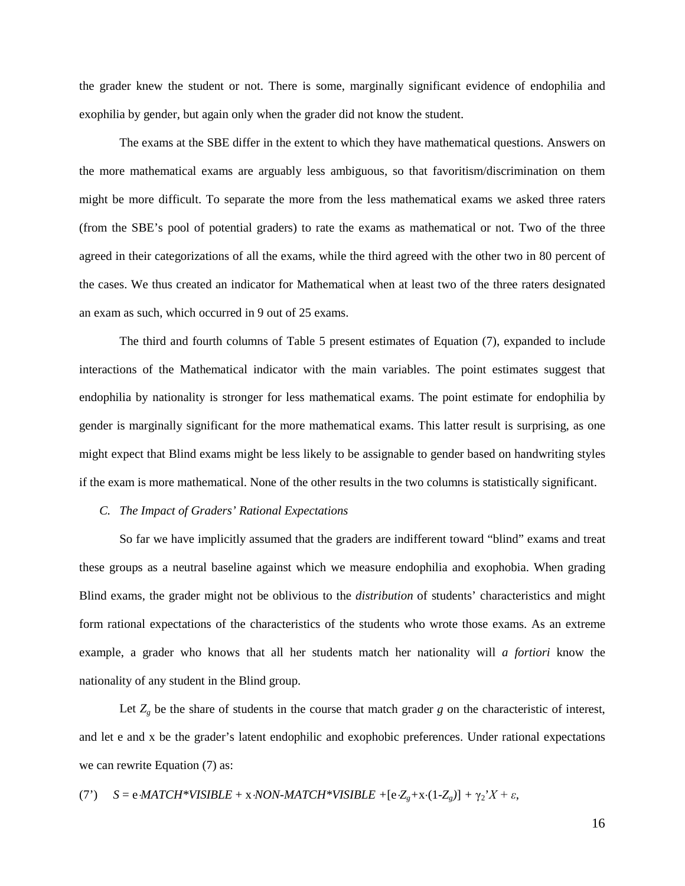the grader knew the student or not. There is some, marginally significant evidence of endophilia and exophilia by gender, but again only when the grader did not know the student.

The exams at the SBE differ in the extent to which they have mathematical questions. Answers on the more mathematical exams are arguably less ambiguous, so that favoritism/discrimination on them might be more difficult. To separate the more from the less mathematical exams we asked three raters (from the SBE's pool of potential graders) to rate the exams as mathematical or not. Two of the three agreed in their categorizations of all the exams, while the third agreed with the other two in 80 percent of the cases. We thus created an indicator for Mathematical when at least two of the three raters designated an exam as such, which occurred in 9 out of 25 exams.

The third and fourth columns of Table 5 present estimates of Equation (7), expanded to include interactions of the Mathematical indicator with the main variables. The point estimates suggest that endophilia by nationality is stronger for less mathematical exams. The point estimate for endophilia by gender is marginally significant for the more mathematical exams. This latter result is surprising, as one might expect that Blind exams might be less likely to be assignable to gender based on handwriting styles if the exam is more mathematical. None of the other results in the two columns is statistically significant.

### *C. The Impact of Graders' Rational Expectations*

So far we have implicitly assumed that the graders are indifferent toward "blind" exams and treat these groups as a neutral baseline against which we measure endophilia and exophobia. When grading Blind exams, the grader might not be oblivious to the *distribution* of students' characteristics and might form rational expectations of the characteristics of the students who wrote those exams. As an extreme example, a grader who knows that all her students match her nationality will *a fortiori* know the nationality of any student in the Blind group.

Let $Z_g$ be the share of students in the course that match grader $g$ on the characteristic of interest, and let e and x be the grader's latent endophilic and exophobic preferences. Under rational expectations we can rewrite Equation (7) as:

$$(7') \quad S = \mathrm{e} \cdot MATCH{*}VISIBLE + \mathrm{x} \cdot NON\text{-}MATCH{*}VISIBLE + [\mathrm{e} \cdot Z_g + \mathrm{x} \cdot (1-Z_g)] + \gamma_2' X + \varepsilon,$$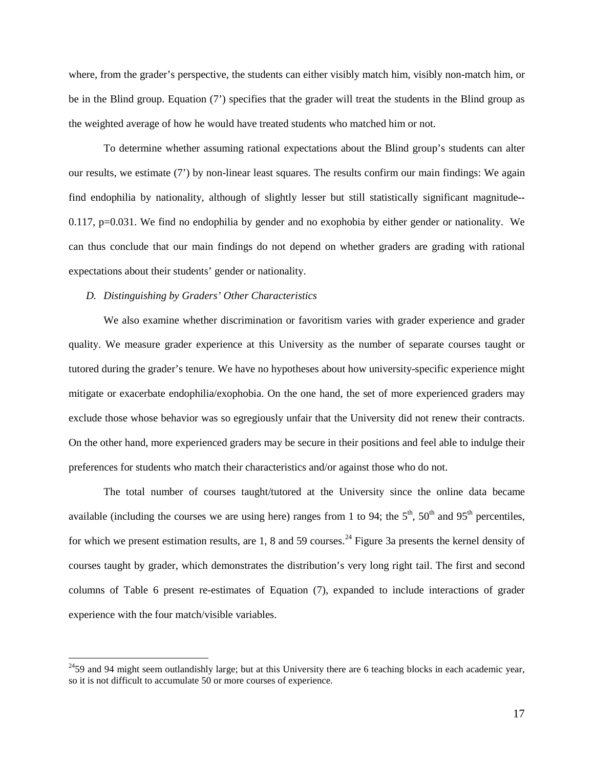where, from the grader's perspective, the students can either visibly match him, visibly non-match him, or be in the Blind group. Equation (7') specifies that the grader will treat the students in the Blind group as the weighted average of how he would have treated students who matched him or not.

To determine whether assuming rational expectations about the Blind group's students can alter our results, we estimate (7') by non-linear least squares. The results confirm our main findings: We again find endophilia by nationality, although of slightly lesser but still statistically significant magnitude--0.117, p=0.031. We find no endophilia by gender and no exophobia by either gender or nationality. We can thus conclude that our main findings do not depend on whether graders are grading with rational expectations about their students' gender or nationality.

*D. Distinguishing by Graders' Other Characteristics*

We also examine whether discrimination or favoritism varies with grader experience and grader quality. We measure grader experience at this University as the number of separate courses taught or tutored during the grader's tenure. We have no hypotheses about how university-specific experience might mitigate or exacerbate endophilia/exophobia. On the one hand, the set of more experienced graders may exclude those whose behavior was so egregiously unfair that the University did not renew their contracts. On the other hand, more experienced graders may be secure in their positions and feel able to indulge their preferences for students who match their characteristics and/or against those who do not.

The total number of courses taught/tutored at the University since the online data became available (including the courses we are using here) ranges from 1 to 94; the 5th, 50th and 95th percentiles, for which we present estimation results, are 1, 8 and 59 courses.[24] Figure 3a presents the kernel density of courses taught by grader, which demonstrates the distribution's very long right tail. The first and second columns of Table 6 present re-estimates of Equation (7), expanded to include interactions of grader experience with the four match/visible variables.

[24] 59 and 94 might seem outlandishly large; but at this University there are 6 teaching blocks in each academic year, so it is not difficult to accumulate 50 or more courses of experience.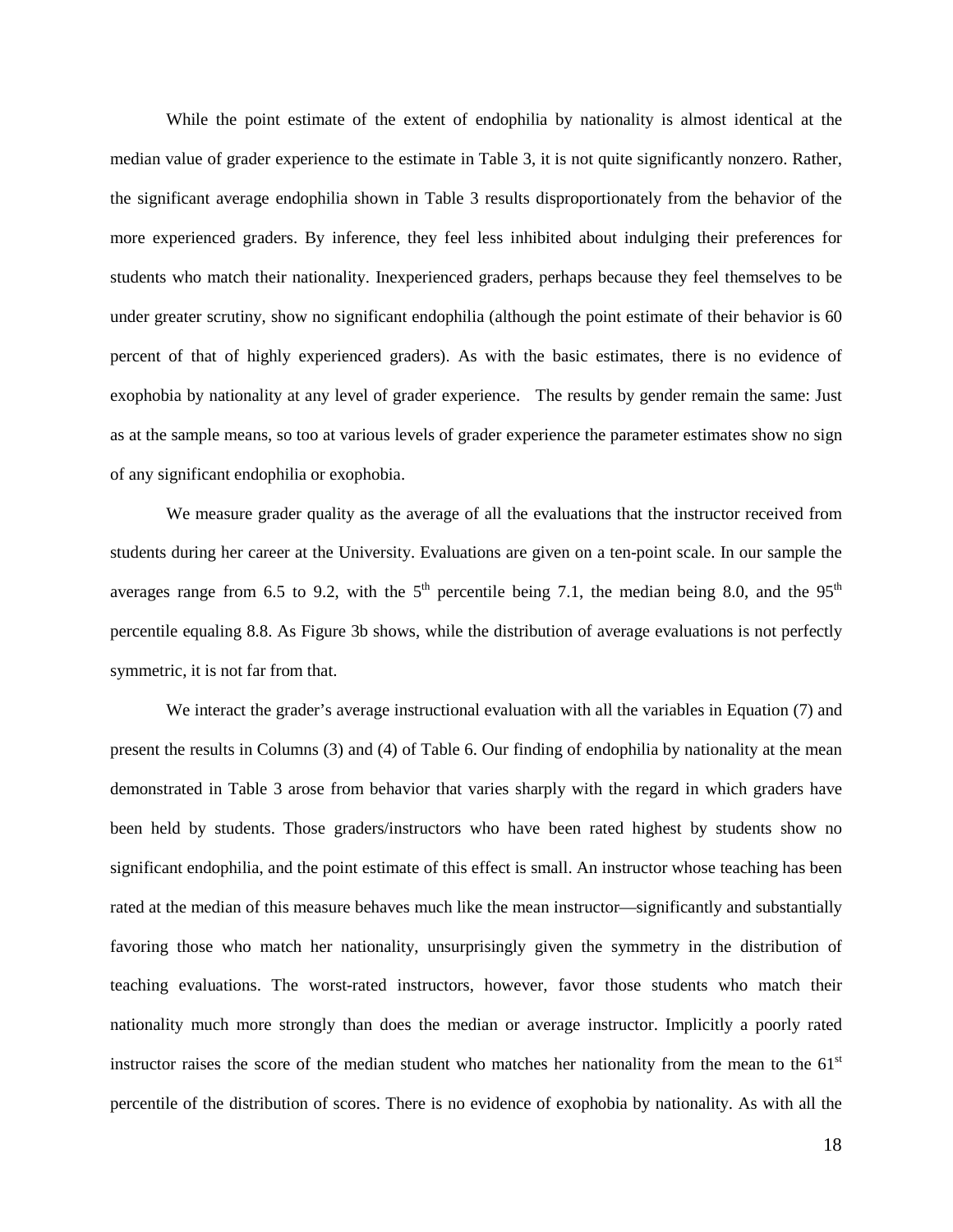While the point estimate of the extent of endophilia by nationality is almost identical at the median value of grader experience to the estimate in Table 3, it is not quite significantly nonzero. Rather, the significant average endophilia shown in Table 3 results disproportionately from the behavior of the more experienced graders. By inference, they feel less inhibited about indulging their preferences for students who match their nationality. Inexperienced graders, perhaps because they feel themselves to be under greater scrutiny, show no significant endophilia (although the point estimate of their behavior is 60 percent of that of highly experienced graders). As with the basic estimates, there is no evidence of exophobia by nationality at any level of grader experience. The results by gender remain the same: Just as at the sample means, so too at various levels of grader experience the parameter estimates show no sign of any significant endophilia or exophobia.

We measure grader quality as the average of all the evaluations that the instructor received from students during her career at the University. Evaluations are given on a ten-point scale. In our sample the averages range from 6.5 to 9.2, with the 5th percentile being 7.1, the median being 8.0, and the 95th percentile equaling 8.8. As Figure 3b shows, while the distribution of average evaluations is not perfectly symmetric, it is not far from that.

We interact the grader's average instructional evaluation with all the variables in Equation (7) and present the results in Columns (3) and (4) of Table 6. Our finding of endophilia by nationality at the mean demonstrated in Table 3 arose from behavior that varies sharply with the regard in which graders have been held by students. Those graders/instructors who have been rated highest by students show no significant endophilia, and the point estimate of this effect is small. An instructor whose teaching has been rated at the median of this measure behaves much like the mean instructor—significantly and substantially favoring those who match her nationality, unsurprisingly given the symmetry in the distribution of teaching evaluations. The worst-rated instructors, however, favor those students who match their nationality much more strongly than does the median or average instructor. Implicitly a poorly rated instructor raises the score of the median student who matches her nationality from the mean to the 61st percentile of the distribution of scores. There is no evidence of exophobia by nationality. As with all the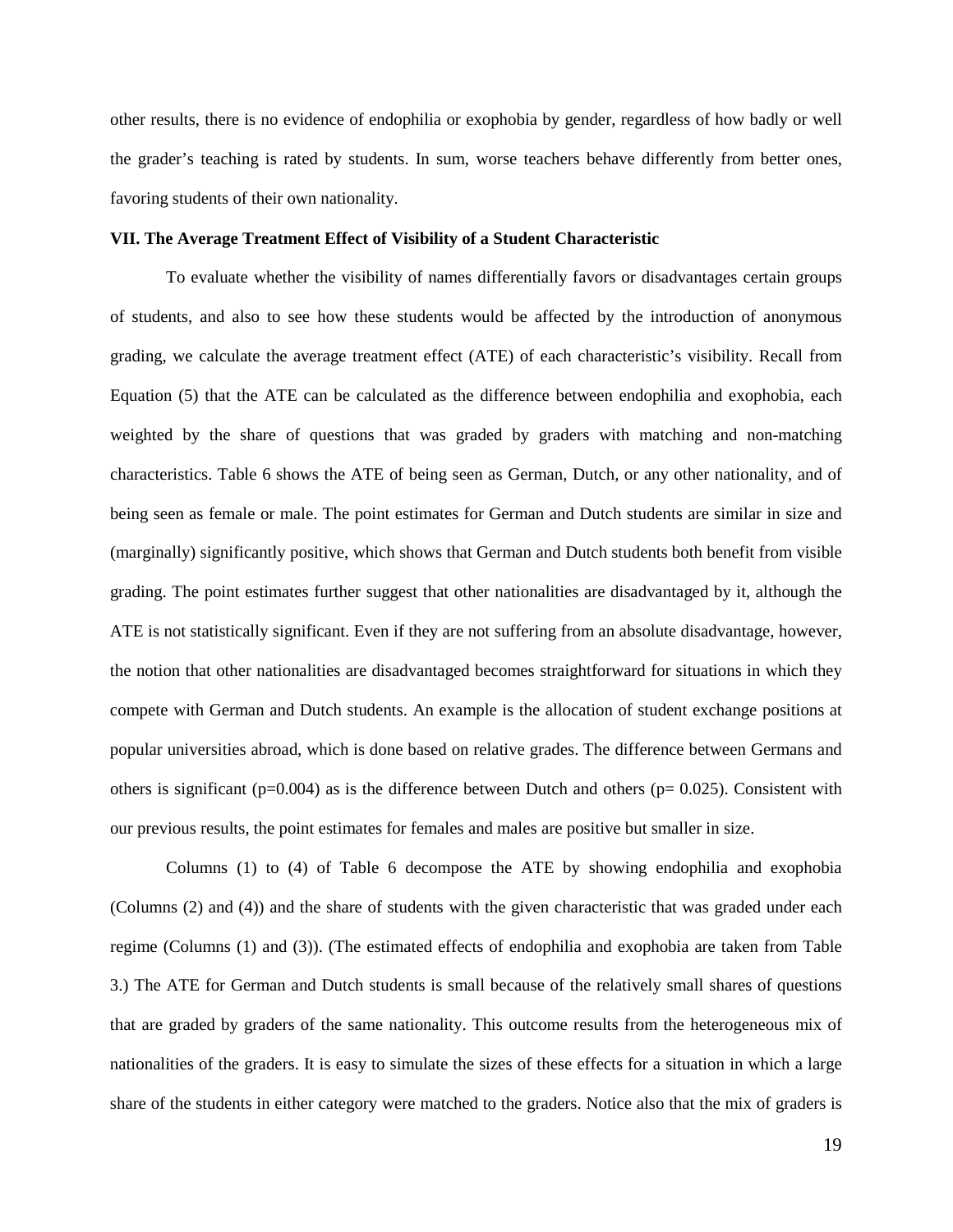other results, there is no evidence of endophilia or exophobia by gender, regardless of how badly or well the grader's teaching is rated by students. In sum, worse teachers behave differently from better ones, favoring students of their own nationality.

**VII. The Average Treatment Effect of Visibility of a Student Characteristic**

To evaluate whether the visibility of names differentially favors or disadvantages certain groups of students, and also to see how these students would be affected by the introduction of anonymous grading, we calculate the average treatment effect (ATE) of each characteristic's visibility. Recall from Equation (5) that the ATE can be calculated as the difference between endophilia and exophobia, each weighted by the share of questions that was graded by graders with matching and non-matching characteristics. Table 6 shows the ATE of being seen as German, Dutch, or any other nationality, and of being seen as female or male. The point estimates for German and Dutch students are similar in size and (marginally) significantly positive, which shows that German and Dutch students both benefit from visible grading. The point estimates further suggest that other nationalities are disadvantaged by it, although the ATE is not statistically significant. Even if they are not suffering from an absolute disadvantage, however, the notion that other nationalities are disadvantaged becomes straightforward for situations in which they compete with German and Dutch students. An example is the allocation of student exchange positions at popular universities abroad, which is done based on relative grades. The difference between Germans and others is significant ($p=0.004$) as is the difference between Dutch and others ($p= 0.025$). Consistent with our previous results, the point estimates for females and males are positive but smaller in size.

Columns (1) to (4) of Table 6 decompose the ATE by showing endophilia and exophobia (Columns (2) and (4)) and the share of students with the given characteristic that was graded under each regime (Columns (1) and (3)). (The estimated effects of endophilia and exophobia are taken from Table 3.) The ATE for German and Dutch students is small because of the relatively small shares of questions that are graded by graders of the same nationality. This outcome results from the heterogeneous mix of nationalities of the graders. It is easy to simulate the sizes of these effects for a situation in which a large share of the students in either category were matched to the graders. Notice also that the mix of graders is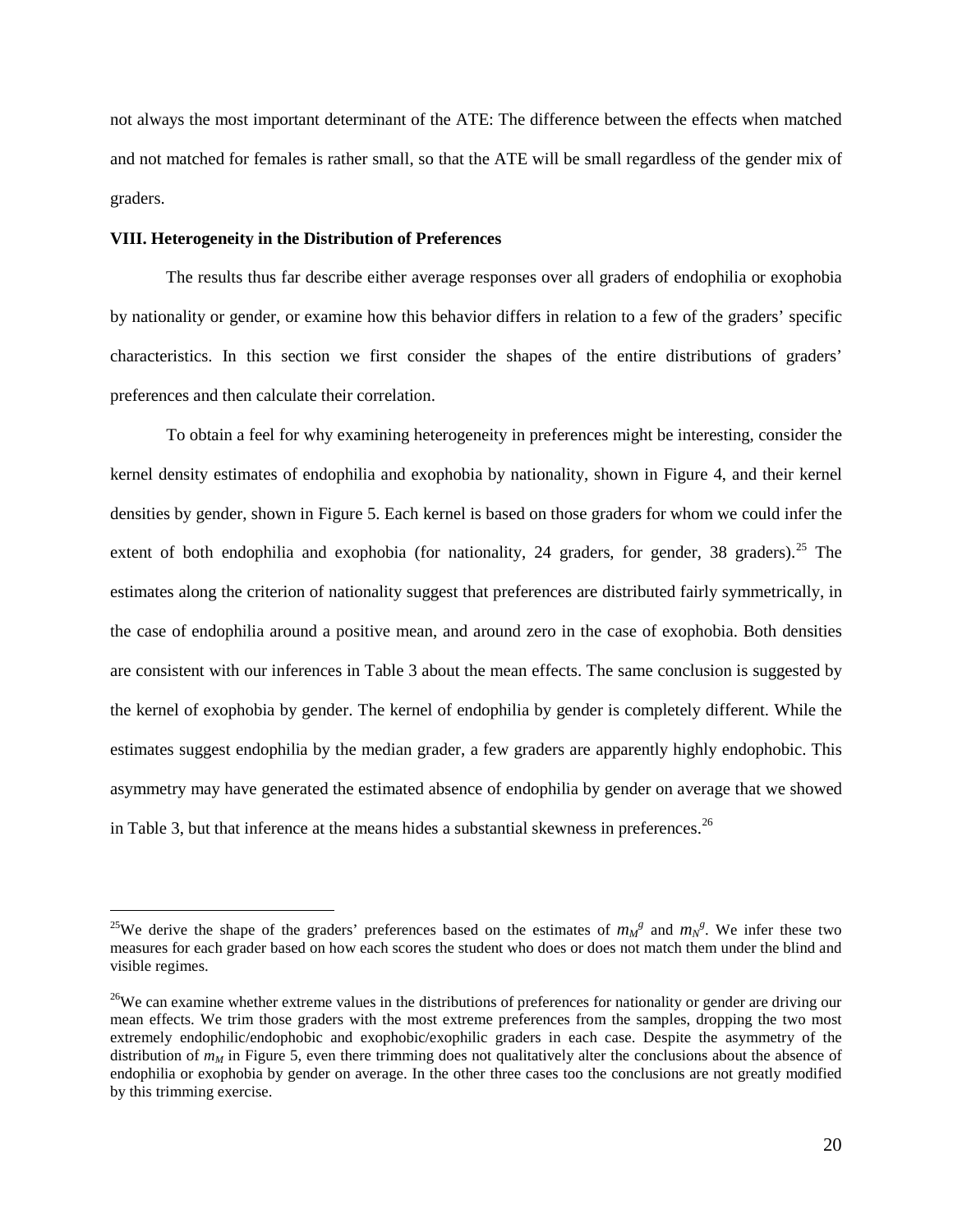not always the most important determinant of the ATE: The difference between the effects when matched and not matched for females is rather small, so that the ATE will be small regardless of the gender mix of graders.

### VIII. Heterogeneity in the Distribution of Preferences

The results thus far describe either average responses over all graders of endophilia or exophobia by nationality or gender, or examine how this behavior differs in relation to a few of the graders' specific characteristics. In this section we first consider the shapes of the entire distributions of graders' preferences and then calculate their correlation.

To obtain a feel for why examining heterogeneity in preferences might be interesting, consider the kernel density estimates of endophilia and exophobia by nationality, shown in Figure 4, and their kernel densities by gender, shown in Figure 5. Each kernel is based on those graders for whom we could infer the extent of both endophilia and exophobia (for nationality, 24 graders, for gender, 38 graders).[25] The estimates along the criterion of nationality suggest that preferences are distributed fairly symmetrically, in the case of endophilia around a positive mean, and around zero in the case of exophobia. Both densities are consistent with our inferences in Table 3 about the mean effects. The same conclusion is suggested by the kernel of exophobia by gender. The kernel of endophilia by gender is completely different. While the estimates suggest endophilia by the median grader, a few graders are apparently highly endophobic. This asymmetry may have generated the estimated absence of endophilia by gender on average that we showed in Table 3, but that inference at the means hides a substantial skewness in preferences.[26]

---

[25]We derive the shape of the graders' preferences based on the estimates of $m_M^g$ and $m_N^g$. We infer these two measures for each grader based on how each scores the student who does or does not match them under the blind and visible regimes.

[26]We can examine whether extreme values in the distributions of preferences for nationality or gender are driving our mean effects. We trim those graders with the most extreme preferences from the samples, dropping the two most extremely endophilic/endophobic and exophobic/exophilic graders in each case. Despite the asymmetry of the distribution of $m_M$ in Figure 5, even there trimming does not qualitatively alter the conclusions about the absence of endophilia or exophobia by gender on average. In the other three cases too the conclusions are not greatly modified by this trimming exercise.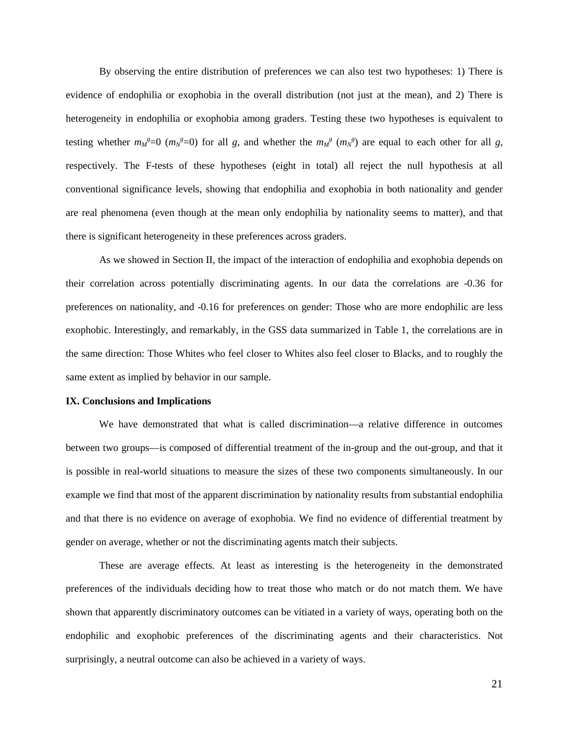By observing the entire distribution of preferences we can also test two hypotheses: 1) There is evidence of endophilia or exophobia in the overall distribution (not just at the mean), and 2) There is heterogeneity in endophilia or exophobia among graders. Testing these two hypotheses is equivalent to testing whether $m_M^g$=0 ($m_N^g$=0) for all *g*, and whether the $m_M^g$ ($m_N^g$) are equal to each other for all *g*, respectively. The F-tests of these hypotheses (eight in total) all reject the null hypothesis at all conventional significance levels, showing that endophilia and exophobia in both nationality and gender are real phenomena (even though at the mean only endophilia by nationality seems to matter), and that there is significant heterogeneity in these preferences across graders.

As we showed in Section II, the impact of the interaction of endophilia and exophobia depends on their correlation across potentially discriminating agents. In our data the correlations are -0.36 for preferences on nationality, and -0.16 for preferences on gender: Those who are more endophilic are less exophobic. Interestingly, and remarkably, in the GSS data summarized in Table 1, the correlations are in the same direction: Those Whites who feel closer to Whites also feel closer to Blacks, and to roughly the same extent as implied by behavior in our sample.

**IX. Conclusions and Implications**

We have demonstrated that what is called discrimination—a relative difference in outcomes between two groups—is composed of differential treatment of the in-group and the out-group, and that it is possible in real-world situations to measure the sizes of these two components simultaneously. In our example we find that most of the apparent discrimination by nationality results from substantial endophilia and that there is no evidence on average of exophobia. We find no evidence of differential treatment by gender on average, whether or not the discriminating agents match their subjects.

These are average effects. At least as interesting is the heterogeneity in the demonstrated preferences of the individuals deciding how to treat those who match or do not match them. We have shown that apparently discriminatory outcomes can be vitiated in a variety of ways, operating both on the endophilic and exophobic preferences of the discriminating agents and their characteristics. Not surprisingly, a neutral outcome can also be achieved in a variety of ways.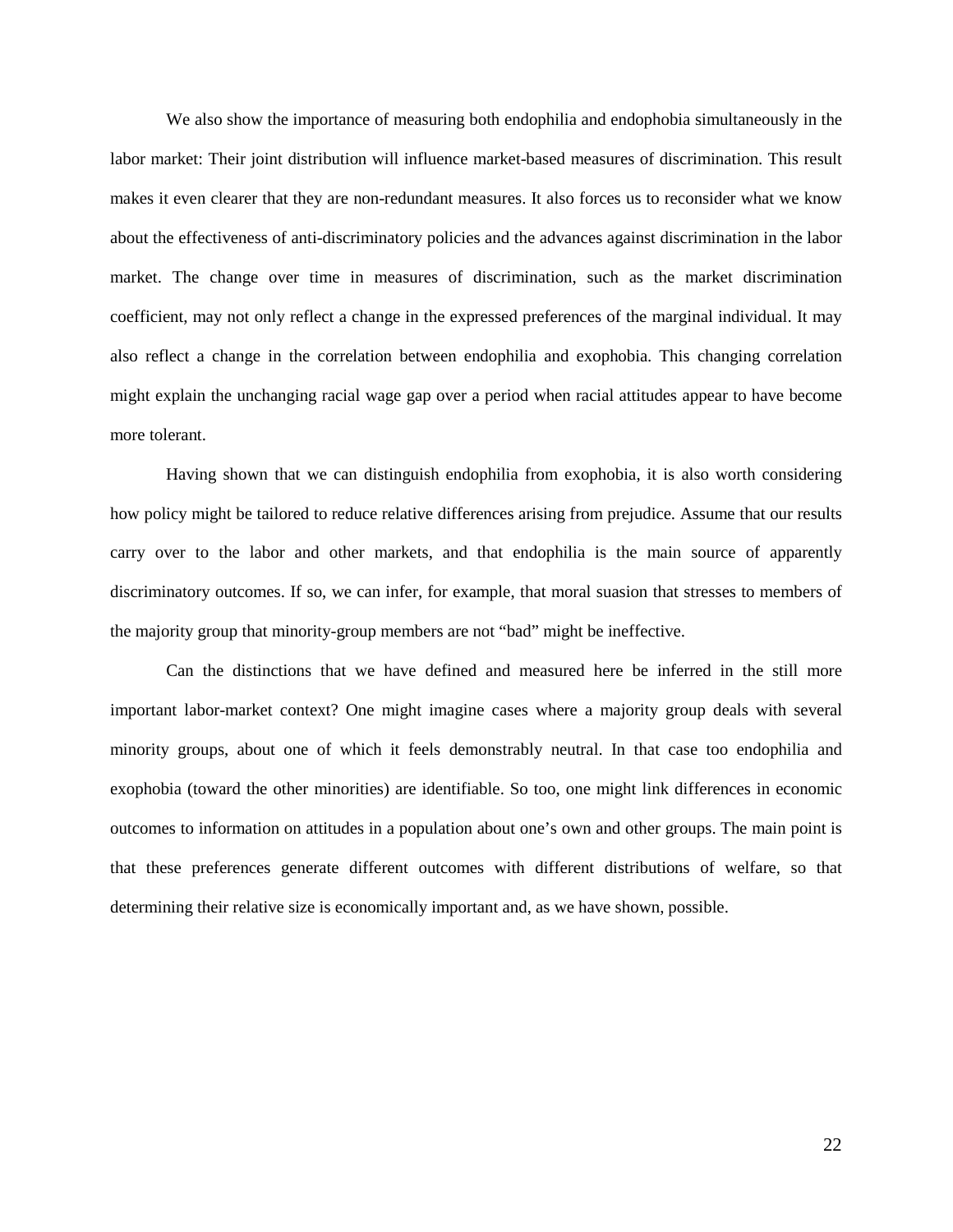We also show the importance of measuring both endophilia and endophobia simultaneously in the labor market: Their joint distribution will influence market-based measures of discrimination. This result makes it even clearer that they are non-redundant measures. It also forces us to reconsider what we know about the effectiveness of anti-discriminatory policies and the advances against discrimination in the labor market. The change over time in measures of discrimination, such as the market discrimination coefficient, may not only reflect a change in the expressed preferences of the marginal individual. It may also reflect a change in the correlation between endophilia and exophobia. This changing correlation might explain the unchanging racial wage gap over a period when racial attitudes appear to have become more tolerant.

Having shown that we can distinguish endophilia from exophobia, it is also worth considering how policy might be tailored to reduce relative differences arising from prejudice. Assume that our results carry over to the labor and other markets, and that endophilia is the main source of apparently discriminatory outcomes. If so, we can infer, for example, that moral suasion that stresses to members of the majority group that minority-group members are not "bad" might be ineffective.

Can the distinctions that we have defined and measured here be inferred in the still more important labor-market context? One might imagine cases where a majority group deals with several minority groups, about one of which it feels demonstrably neutral. In that case too endophilia and exophobia (toward the other minorities) are identifiable. So too, one might link differences in economic outcomes to information on attitudes in a population about one's own and other groups. The main point is that these preferences generate different outcomes with different distributions of welfare, so that determining their relative size is economically important and, as we have shown, possible.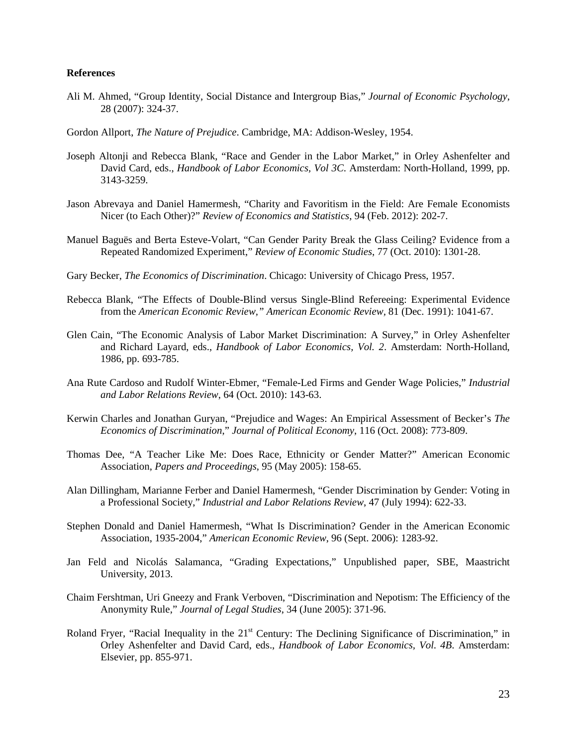**References**

Ali M. Ahmed, "Group Identity, Social Distance and Intergroup Bias," *Journal of Economic Psychology*, 28 (2007): 324-37.

Gordon Allport, *The Nature of Prejudice*. Cambridge, MA: Addison-Wesley, 1954.

Joseph Altonji and Rebecca Blank, "Race and Gender in the Labor Market," in Orley Ashenfelter and David Card, eds., *Handbook of Labor Economics, Vol 3C*. Amsterdam: North-Holland, 1999, pp. 3143-3259.

Jason Abrevaya and Daniel Hamermesh, "Charity and Favoritism in the Field: Are Female Economists Nicer (to Each Other)?" *Review of Economics and Statistics*, 94 (Feb. 2012): 202-7.

Manuel Baguës and Berta Esteve-Volart, "Can Gender Parity Break the Glass Ceiling? Evidence from a Repeated Randomized Experiment," *Review of Economic Studies*, 77 (Oct. 2010): 1301-28.

Gary Becker, *The Economics of Discrimination*. Chicago: University of Chicago Press, 1957.

Rebecca Blank, "The Effects of Double-Blind versus Single-Blind Refereeing: Experimental Evidence from the *American Economic Review," American Economic Review*, 81 (Dec. 1991): 1041-67.

Glen Cain, "The Economic Analysis of Labor Market Discrimination: A Survey," in Orley Ashenfelter and Richard Layard, eds., *Handbook of Labor Economics, Vol. 2*. Amsterdam: North-Holland, 1986, pp. 693-785.

Ana Rute Cardoso and Rudolf Winter-Ebmer, "Female-Led Firms and Gender Wage Policies," *Industrial and Labor Relations Review*, 64 (Oct. 2010): 143-63.

Kerwin Charles and Jonathan Guryan, "Prejudice and Wages: An Empirical Assessment of Becker's *The Economics of Discrimination*," *Journal of Political Economy*, 116 (Oct. 2008): 773-809.

Thomas Dee, "A Teacher Like Me: Does Race, Ethnicity or Gender Matter?" American Economic Association, *Papers and Proceedings*, 95 (May 2005): 158-65.

Alan Dillingham, Marianne Ferber and Daniel Hamermesh, "Gender Discrimination by Gender: Voting in a Professional Society," *Industrial and Labor Relations Review*, 47 (July 1994): 622-33.

Stephen Donald and Daniel Hamermesh, "What Is Discrimination? Gender in the American Economic Association, 1935-2004," *American Economic Review*, 96 (Sept. 2006): 1283-92.

Jan Feld and Nicolás Salamanca, "Grading Expectations," Unpublished paper, SBE, Maastricht University, 2013.

Chaim Fershtman, Uri Gneezy and Frank Verboven, "Discrimination and Nepotism: The Efficiency of the Anonymity Rule," *Journal of Legal Studies*, 34 (June 2005): 371-96.

Roland Fryer, "Racial Inequality in the 21st Century: The Declining Significance of Discrimination," in Orley Ashenfelter and David Card, eds., *Handbook of Labor Economics, Vol. 4B*. Amsterdam: Elsevier, pp. 855-971.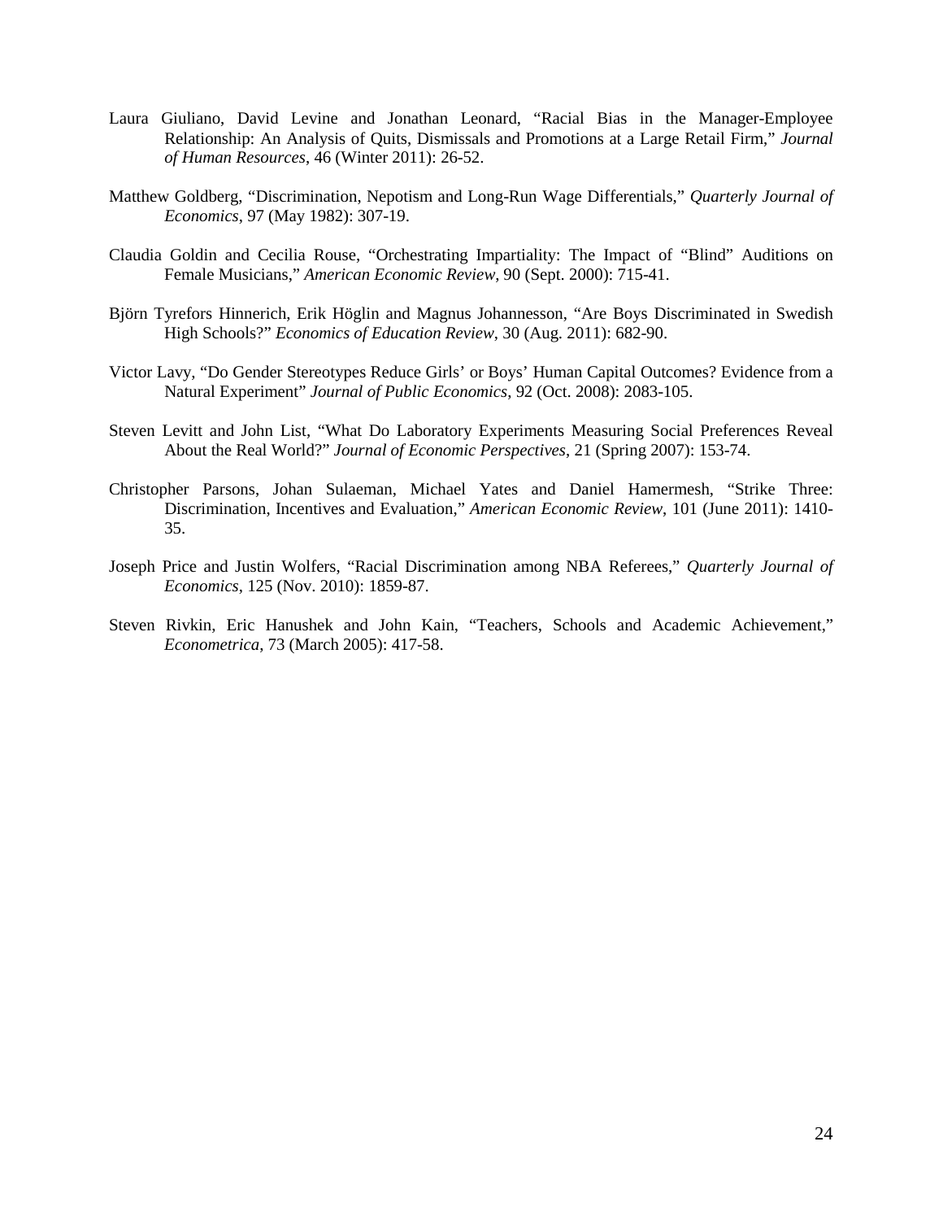Laura Giuliano, David Levine and Jonathan Leonard, "Racial Bias in the Manager-Employee Relationship: An Analysis of Quits, Dismissals and Promotions at a Large Retail Firm," *Journal of Human Resources*, 46 (Winter 2011): 26-52.

Matthew Goldberg, "Discrimination, Nepotism and Long-Run Wage Differentials," *Quarterly Journal of Economics*, 97 (May 1982): 307-19.

Claudia Goldin and Cecilia Rouse, "Orchestrating Impartiality: The Impact of "Blind" Auditions on Female Musicians," *American Economic Review*, 90 (Sept. 2000): 715-41.

Björn Tyrefors Hinnerich, Erik Höglin and Magnus Johannesson, "Are Boys Discriminated in Swedish High Schools?" *Economics of Education Review*, 30 (Aug. 2011): 682-90.

Victor Lavy, "Do Gender Stereotypes Reduce Girls' or Boys' Human Capital Outcomes? Evidence from a Natural Experiment" *Journal of Public Economics*, 92 (Oct. 2008): 2083-105.

Steven Levitt and John List, "What Do Laboratory Experiments Measuring Social Preferences Reveal About the Real World?" *Journal of Economic Perspectives*, 21 (Spring 2007): 153-74.

Christopher Parsons, Johan Sulaeman, Michael Yates and Daniel Hamermesh, "Strike Three: Discrimination, Incentives and Evaluation," *American Economic Review*, 101 (June 2011): 1410-35.

Joseph Price and Justin Wolfers, "Racial Discrimination among NBA Referees," *Quarterly Journal of Economics*, 125 (Nov. 2010): 1859-87.

Steven Rivkin, Eric Hanushek and John Kain, "Teachers, Schools and Academic Achievement," *Econometrica*, 73 (March 2005): 417-58.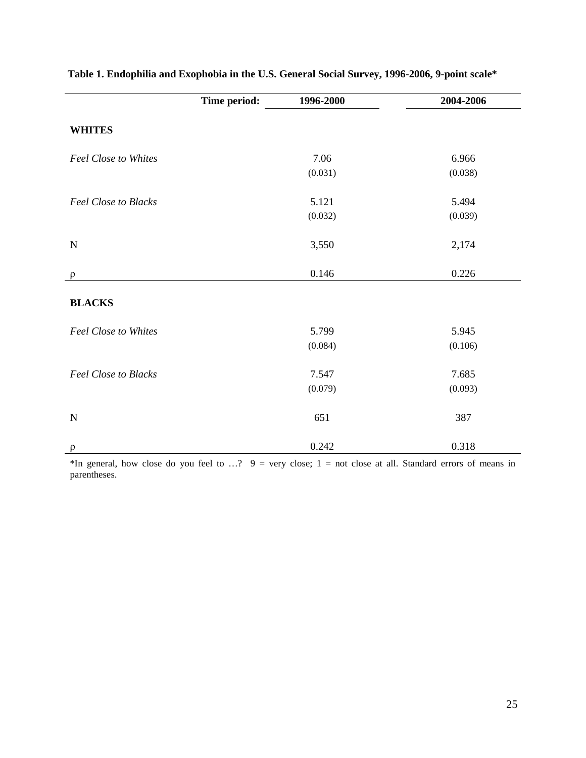**Table 1. Endophilia and Exophobia in the U.S. General Social Survey, 1996-2006, 9-point scale***

| Time period: | 1996-2000 | 2004-2006 |
|---|---|---|
| **WHITES** | | |
| *Feel Close to Whites* | 7.06 | 6.966 |
| | (0.031) | (0.038) |
| *Feel Close to Blacks* | 5.121 | 5.494 |
| | (0.032) | (0.039) |
| N | 3,550 | 2,174 |
| $\rho$ | 0.146 | 0.226 |
| **BLACKS** | | |
| *Feel Close to Whites* | 5.799 | 5.945 |
| | (0.084) | (0.106) |
| *Feel Close to Blacks* | 7.547 | 7.685 |
| | (0.079) | (0.093) |
| N | 651 | 387 |
| $\rho$ | 0.242 | 0.318 |

*In general, how close do you feel to …? 9 = very close; 1 = not close at all. Standard errors of means in parentheses.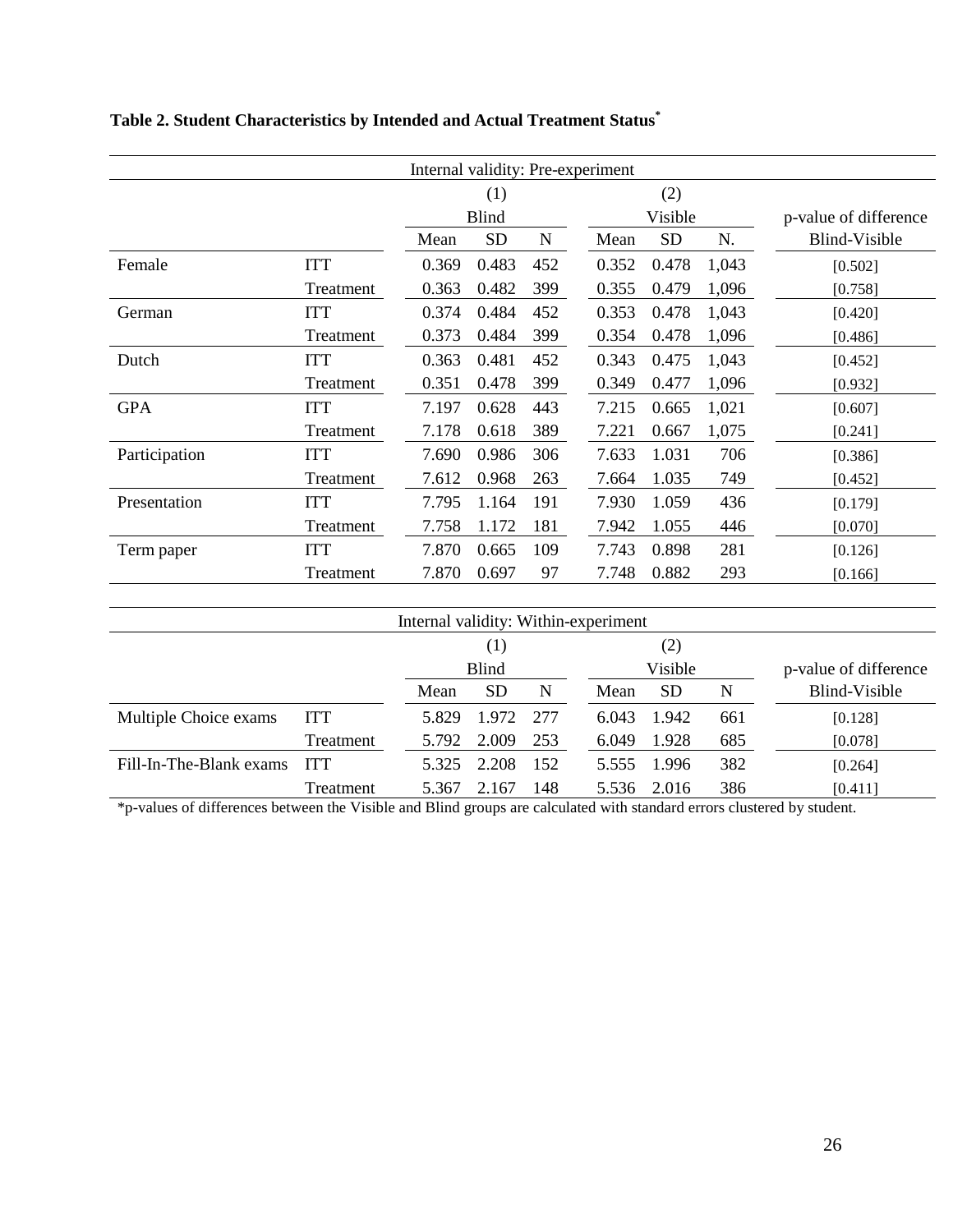**Table 2. Student Characteristics by Intended and Actual Treatment Status***

| Internal validity: Pre-experiment | | | | | | | | |
|---|---|---|---|---|---|---|---|---|
| | | (1) Blind | | | (2) Visible | | | p-value of difference |
| | | Mean | SD | N | Mean | SD | N. | Blind-Visible |
| Female | ITT | 0.369 | 0.483 | 452 | 0.352 | 0.478 | 1,043 | [0.502] |
| | Treatment | 0.363 | 0.482 | 399 | 0.355 | 0.479 | 1,096 | [0.758] |
| German | ITT | 0.374 | 0.484 | 452 | 0.353 | 0.478 | 1,043 | [0.420] |
| | Treatment | 0.373 | 0.484 | 399 | 0.354 | 0.478 | 1,096 | [0.486] |
| Dutch | ITT | 0.363 | 0.481 | 452 | 0.343 | 0.475 | 1,043 | [0.452] |
| | Treatment | 0.351 | 0.478 | 399 | 0.349 | 0.477 | 1,096 | [0.932] |
| GPA | ITT | 7.197 | 0.628 | 443 | 7.215 | 0.665 | 1,021 | [0.607] |
| | Treatment | 7.178 | 0.618 | 389 | 7.221 | 0.667 | 1,075 | [0.241] |
| Participation | ITT | 7.690 | 0.986 | 306 | 7.633 | 1.031 | 706 | [0.386] |
| | Treatment | 7.612 | 0.968 | 263 | 7.664 | 1.035 | 749 | [0.452] |
| Presentation | ITT | 7.795 | 1.164 | 191 | 7.930 | 1.059 | 436 | [0.179] |
| | Treatment | 7.758 | 1.172 | 181 | 7.942 | 1.055 | 446 | [0.070] |
| Term paper | ITT | 7.870 | 0.665 | 109 | 7.743 | 0.898 | 281 | [0.126] |
| | Treatment | 7.870 | 0.697 | 97 | 7.748 | 0.882 | 293 | [0.166] |

| Internal validity: Within-experiment | | | | | | | | |
|---|---|---|---|---|---|---|---|---|
| | | (1) Blind | | | (2) Visible | | | p-value of difference |
| | | Mean | SD | N | Mean | SD | N | Blind-Visible |
| Multiple Choice exams | ITT | 5.829 | 1.972 | 277 | 6.043 | 1.942 | 661 | [0.128] |
| | Treatment | 5.792 | 2.009 | 253 | 6.049 | 1.928 | 685 | [0.078] |
| Fill-In-The-Blank exams | ITT | 5.325 | 2.208 | 152 | 5.555 | 1.996 | 382 | [0.264] |
| | Treatment | 5.367 | 2.167 | 148 | 5.536 | 2.016 | 386 | [0.411] |

*p-values of differences between the Visible and Blind groups are calculated with standard errors clustered by student.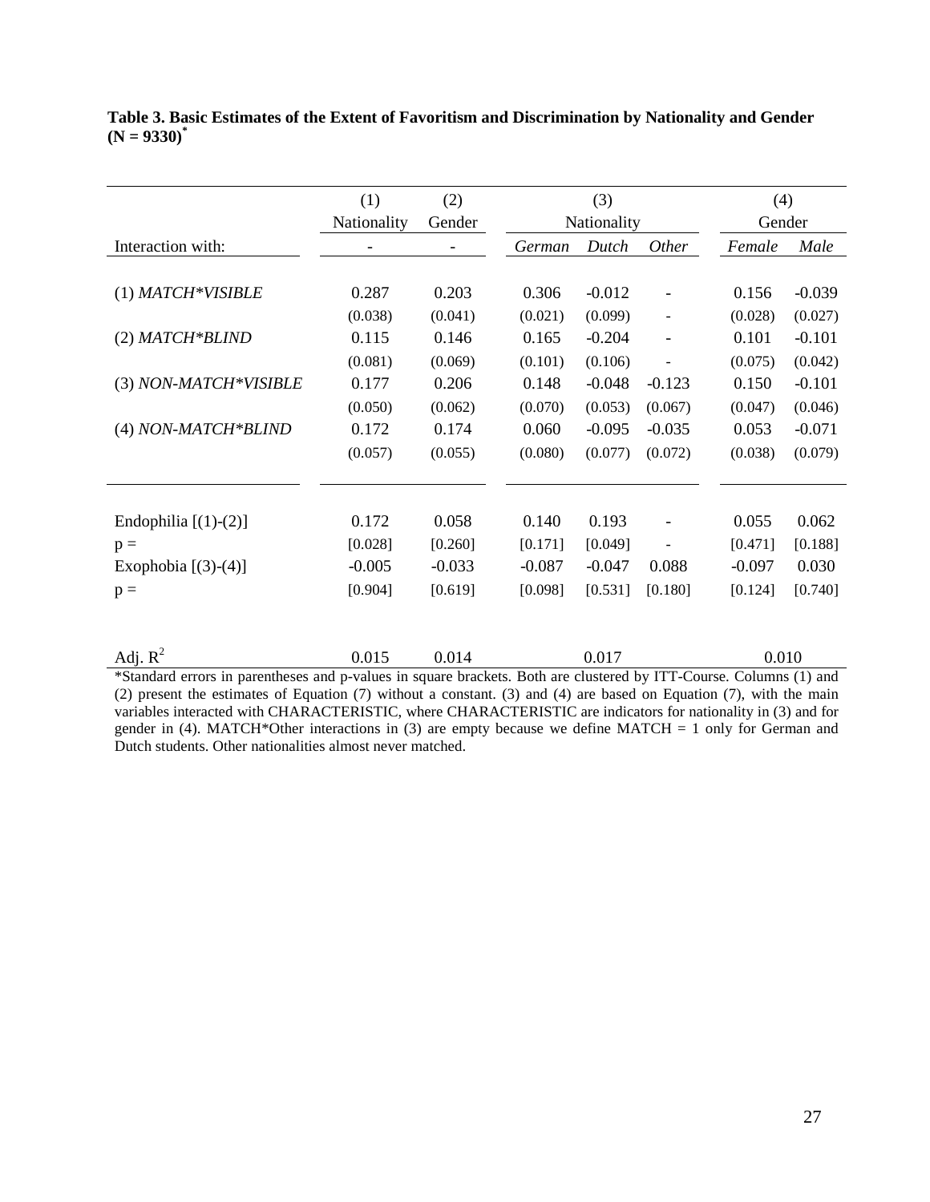**Table 3. Basic Estimates of the Extent of Favoritism and Discrimination by Nationality and Gender (N = 9330)***

| | (1) | (2) | (3) | | | (4) | |
|---|---|---|---|---|---|---|---|
| | Nationality | Gender | Nationality | | | Gender | |
| Interaction with: | - | - | *German* | *Dutch* | *Other* | *Female* | *Male* |
| (1) *MATCH\*VISIBLE* | 0.287 | 0.203 | 0.306 | -0.012 | - | 0.156 | -0.039 |
| | (0.038) | (0.041) | (0.021) | (0.099) | - | (0.028) | (0.027) |
| (2) *MATCH\*BLIND* | 0.115 | 0.146 | 0.165 | -0.204 | - | 0.101 | -0.101 |
| | (0.081) | (0.069) | (0.101) | (0.106) | - | (0.075) | (0.042) |
| (3) *NON-MATCH\*VISIBLE* | 0.177 | 0.206 | 0.148 | -0.048 | -0.123 | 0.150 | -0.101 |
| | (0.050) | (0.062) | (0.070) | (0.053) | (0.067) | (0.047) | (0.046) |
| (4) *NON-MATCH\*BLIND* | 0.172 | 0.174 | 0.060 | -0.095 | -0.035 | 0.053 | -0.071 |
| | (0.057) | (0.055) | (0.080) | (0.077) | (0.072) | (0.038) | (0.079) |
| Endophilia [(1)-(2)] | 0.172 | 0.058 | 0.140 | 0.193 | - | 0.055 | 0.062 |
| p = | [0.028] | [0.260] | [0.171] | [0.049] | - | [0.471] | [0.188] |
| Exophobia [(3)-(4)] | -0.005 | -0.033 | -0.087 | -0.047 | 0.088 | -0.097 | 0.030 |
| p = | [0.904] | [0.619] | [0.098] | [0.531] | [0.180] | [0.124] | [0.740] |
| Adj. $R^2$ | 0.015 | 0.014 | 0.017 | | | 0.010 | |

*Standard errors in parentheses and p-values in square brackets. Both are clustered by ITT-Course. Columns (1) and (2) present the estimates of Equation (7) without a constant. (3) and (4) are based on Equation (7), with the main variables interacted with CHARACTERISTIC, where CHARACTERISTIC are indicators for nationality in (3) and for gender in (4). MATCH*Other interactions in (3) are empty because we define MATCH = 1 only for German and Dutch students. Other nationalities almost never matched.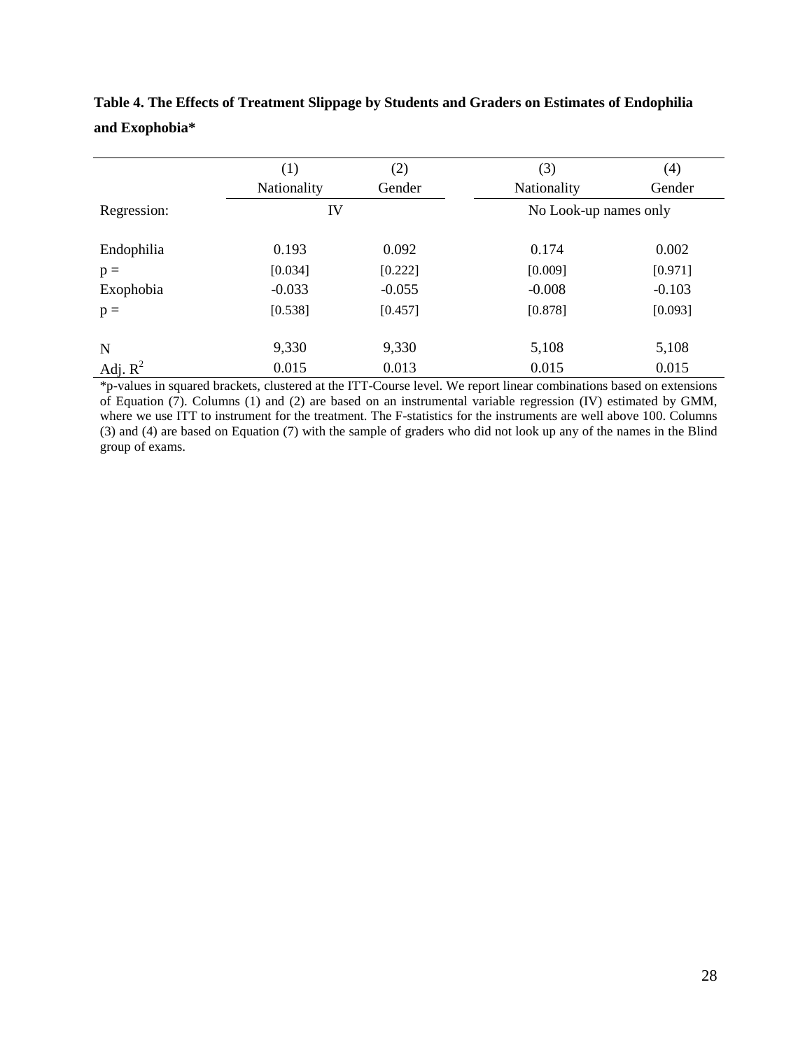**Table 4. The Effects of Treatment Slippage by Students and Graders on Estimates of Endophilia and Exophobia***

| | (1) | (2) | (3) | (4) |
|---|---|---|---|---|
| | Nationality | Gender | Nationality | Gender |
| Regression: | IV | | No Look-up names only | |
| Endophilia | 0.193 | 0.092 | 0.174 | 0.002 |
| p = | [0.034] | [0.222] | [0.009] | [0.971] |
| Exophobia | -0.033 | -0.055 | -0.008 | -0.103 |
| p = | [0.538] | [0.457] | [0.878] | [0.093] |
| N | 9,330 | 9,330 | 5,108 | 5,108 |
| Adj. $R^2$ | 0.015 | 0.013 | 0.015 | 0.015 |

*p-values in squared brackets, clustered at the ITT-Course level. We report linear combinations based on extensions of Equation (7). Columns (1) and (2) are based on an instrumental variable regression (IV) estimated by GMM, where we use ITT to instrument for the treatment. The F-statistics for the instruments are well above 100. Columns (3) and (4) are based on Equation (7) with the sample of graders who did not look up any of the names in the Blind group of exams.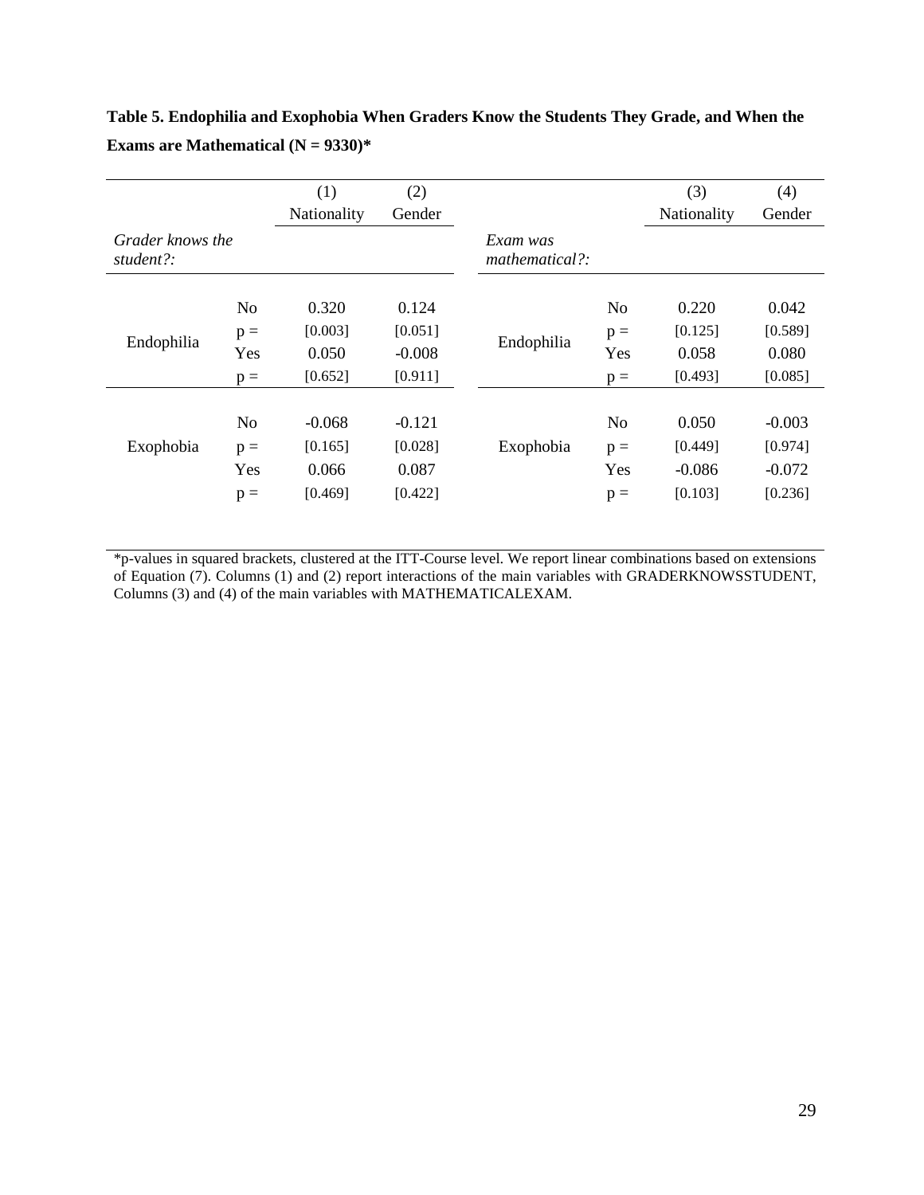**Table 5. Endophilia and Exophobia When Graders Know the Students They Grade, and When the Exams are Mathematical (N = 9330)***

| | | (1) Nationality | (2) Gender | | | (3) Nationality | (4) Gender |
|---|---|---|---|---|---|---|---|
| *Grader knows the student?:* | | | | *Exam was mathematical?:* | | | |
| Endophilia | No | 0.320 | 0.124 | Endophilia | No | 0.220 | 0.042 |
| | p = | [0.003] | [0.051] | | p = | [0.125] | [0.589] |
| | Yes | 0.050 | -0.008 | | Yes | 0.058 | 0.080 |
| | p = | [0.652] | [0.911] | | p = | [0.493] | [0.085] |
| Exophobia | No | -0.068 | -0.121 | Exophobia | No | 0.050 | -0.003 |
| | p = | [0.165] | [0.028] | | p = | [0.449] | [0.974] |
| | Yes | 0.066 | 0.087 | | Yes | -0.086 | -0.072 |
| | p = | [0.469] | [0.422] | | p = | [0.103] | [0.236] |

*p-values in squared brackets, clustered at the ITT-Course level. We report linear combinations based on extensions of Equation (7). Columns (1) and (2) report interactions of the main variables with GRADERKNOWSSTUDENT, Columns (3) and (4) of the main variables with MATHEMATICALEXAM.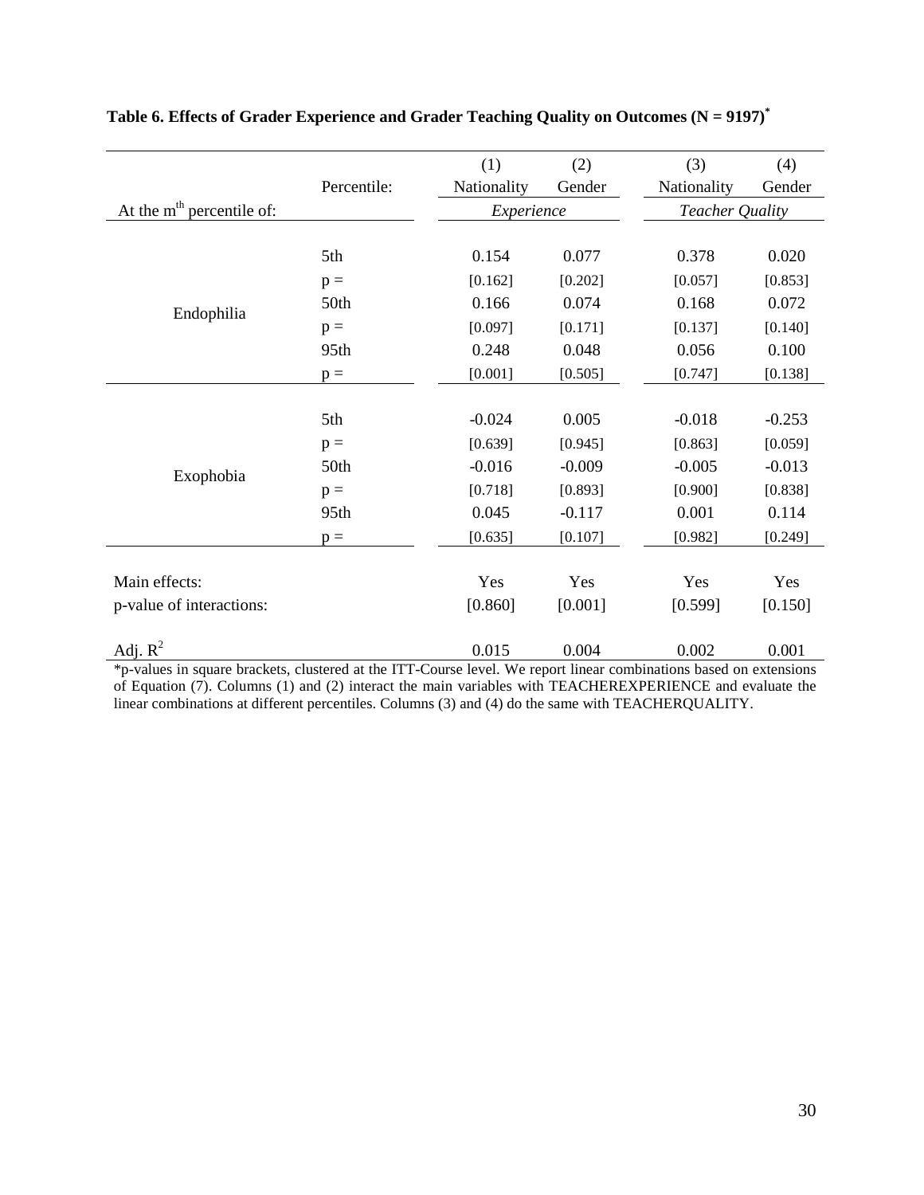**Table 6. Effects of Grader Experience and Grader Teaching Quality on Outcomes (N = 9197)***

| | Percentile: | (1) Nationality | (2) Gender | (3) Nationality | (4) Gender |
|---|---|---|---|---|---|
| At the $m^{th}$ percentile of: | | *Experience* | | *Teacher Quality* | |
| Endophilia | 5th | 0.154 | 0.077 | 0.378 | 0.020 |
| | p = | [0.162] | [0.202] | [0.057] | [0.853] |
| | 50th | 0.166 | 0.074 | 0.168 | 0.072 |
| | p = | [0.097] | [0.171] | [0.137] | [0.140] |
| | 95th | 0.248 | 0.048 | 0.056 | 0.100 |
| | p = | [0.001] | [0.505] | [0.747] | [0.138] |
| Exophobia | 5th | -0.024 | 0.005 | -0.018 | -0.253 |
| | p = | [0.639] | [0.945] | [0.863] | [0.059] |
| | 50th | -0.016 | -0.009 | -0.005 | -0.013 |
| | p = | [0.718] | [0.893] | [0.900] | [0.838] |
| | 95th | 0.045 | -0.117 | 0.001 | 0.114 |
| | p = | [0.635] | [0.107] | [0.982] | [0.249] |
| Main effects: | | Yes | Yes | Yes | Yes |
| p-value of interactions: | | [0.860] | [0.001] | [0.599] | [0.150] |
| Adj. $R^2$ | | 0.015 | 0.004 | 0.002 | 0.001 |

*p-values in square brackets, clustered at the ITT-Course level. We report linear combinations based on extensions of Equation (7). Columns (1) and (2) interact the main variables with TEACHEREXPERIENCE and evaluate the linear combinations at different percentiles. Columns (3) and (4) do the same with TEACHERQUALITY.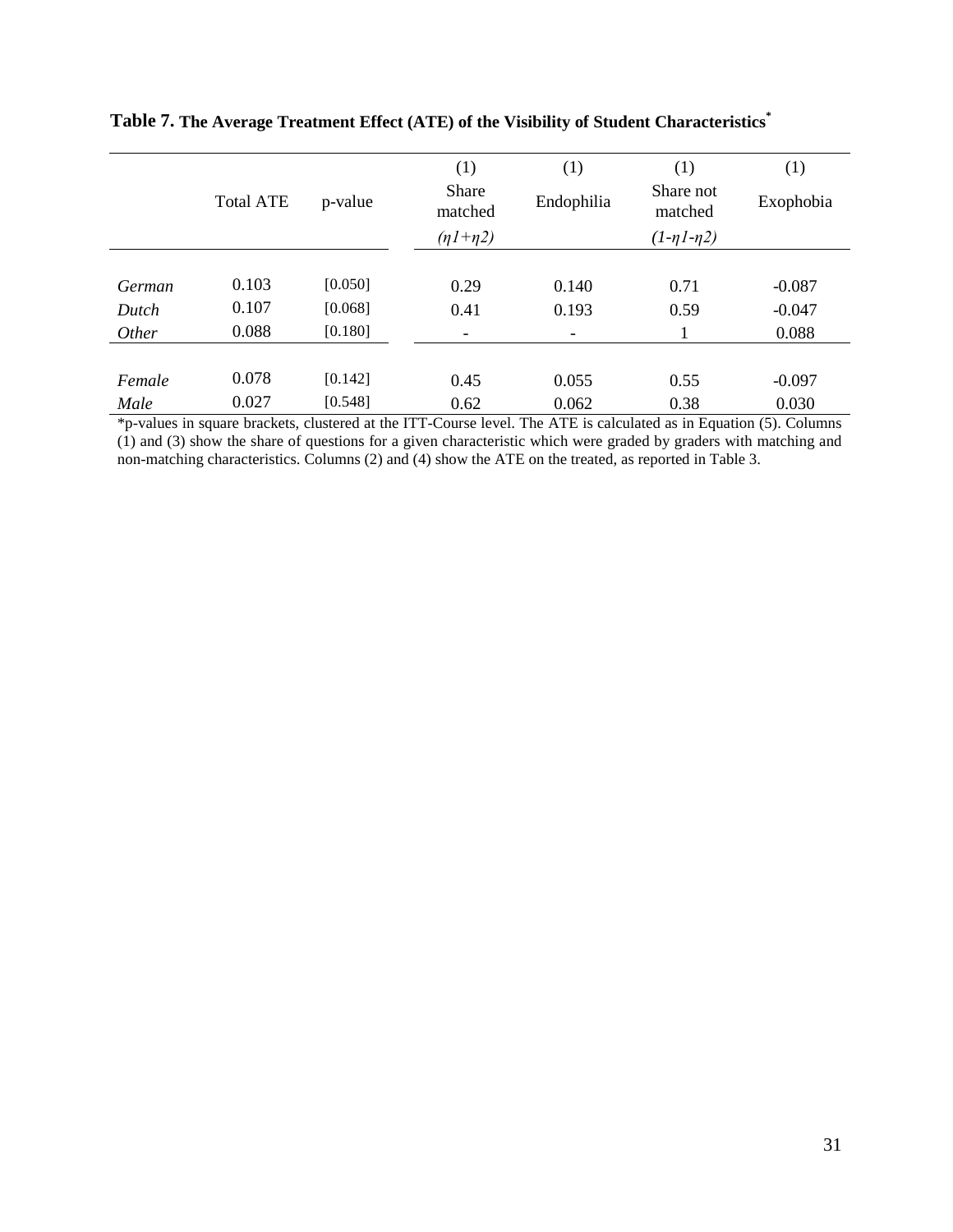**Table 7.** **The Average Treatment Effect (ATE) of the Visibility of Student Characteristics***

| | Total ATE | p-value | (1) Share matched ($\eta 1+\eta 2$) | (1) Endophilia | (1) Share not matched ($1-\eta 1-\eta 2$) | (1) Exophobia |
|---|---|---|---|---|---|---|
| *German* | 0.103 | [0.050] | 0.29 | 0.140 | 0.71 | -0.087 |
| *Dutch* | 0.107 | [0.068] | 0.41 | 0.193 | 0.59 | -0.047 |
| *Other* | 0.088 | [0.180] | - | - | 1 | 0.088 |
| *Female* | 0.078 | [0.142] | 0.45 | 0.055 | 0.55 | -0.097 |
| *Male* | 0.027 | [0.548] | 0.62 | 0.062 | 0.38 | 0.030 |

*p-values in square brackets, clustered at the ITT-Course level. The ATE is calculated as in Equation (5). Columns (1) and (3) show the share of questions for a given characteristic which were graded by graders with matching and non-matching characteristics. Columns (2) and (4) show the ATE on the treated, as reported in Table 3.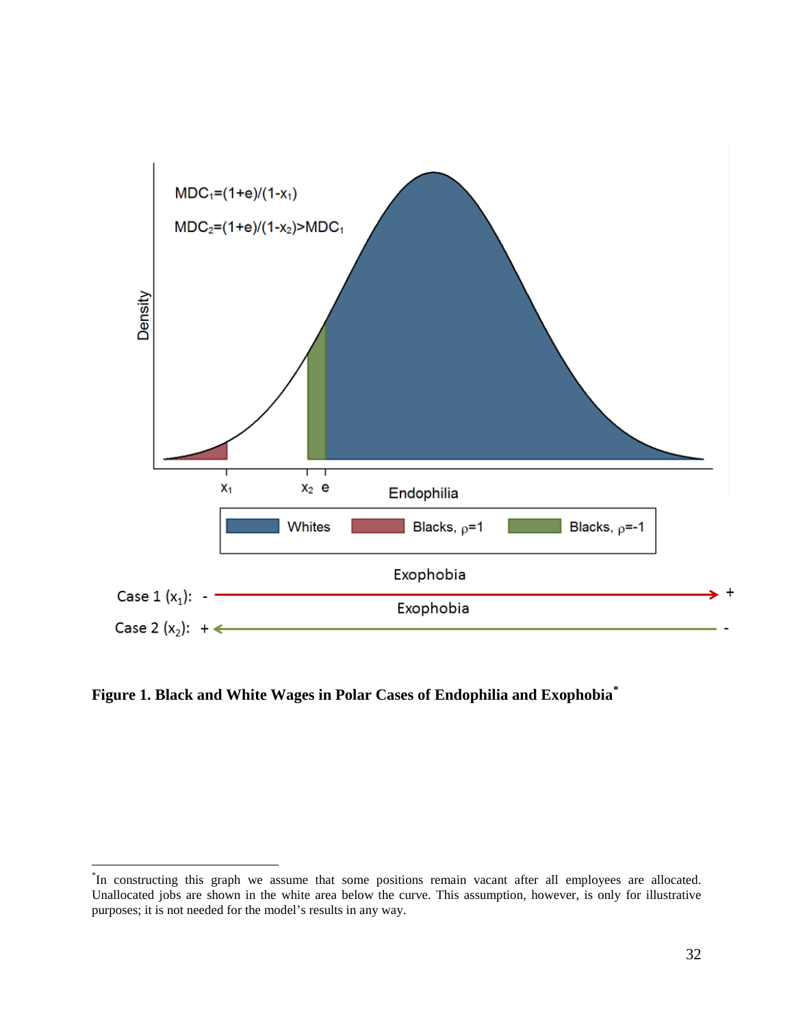$MDC_1=(1+e)/(1-x_1)$

$MDC_2=(1+e)/(1-x_2)>MDC_1$

Density

$x_1$ $x_2$ $e$ Endophilia

Whites | Blacks, $\rho=1$ | Blacks, $\rho=-1$

Exophobia

Case 1 ($x_1$): - → +

Exophobia

Case 2 ($x_2$): + ← -

**Figure 1. Black and White Wages in Polar Cases of Endophilia and Exophobia***

*In constructing this graph we assume that some positions remain vacant after all employees are allocated. Unallocated jobs are shown in the white area below the curve. This assumption, however, is only for illustrative purposes; it is not needed for the model's results in any way.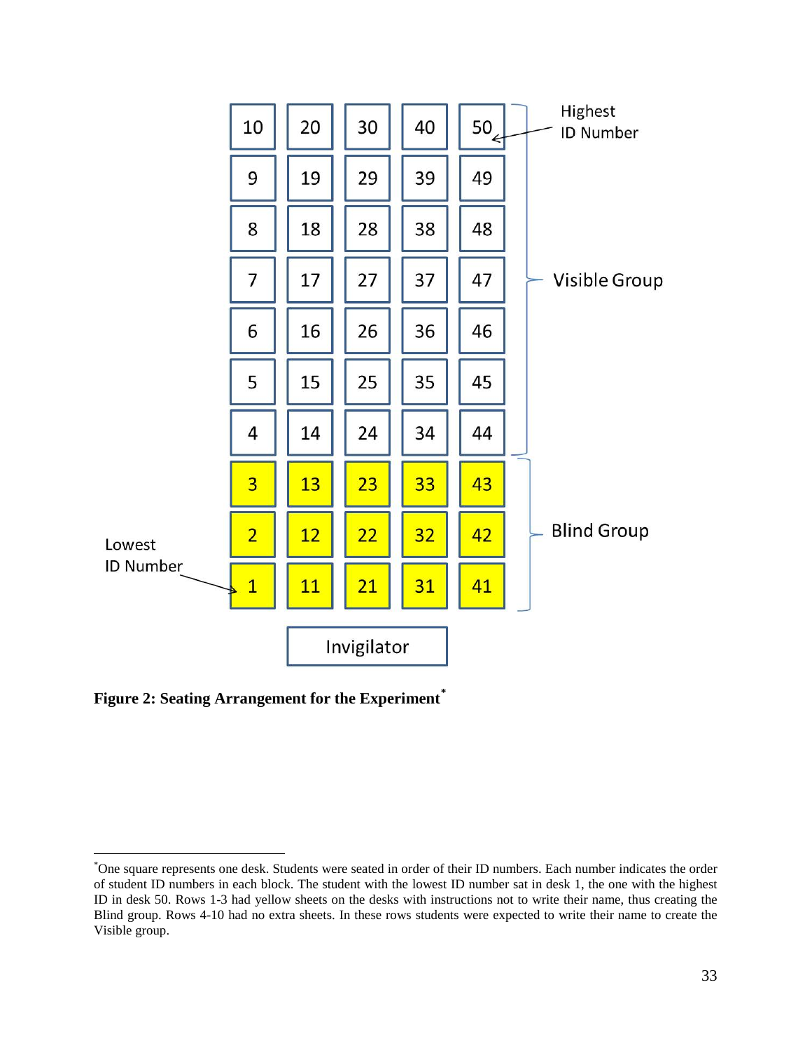| 10 | 20 | 30 | 40 | 50 |
|---|---|---|---|---|
| 9 | 19 | 29 | 39 | 49 |
| 8 | 18 | 28 | 38 | 48 |
| 7 | 17 | 27 | 37 | 47 |
| 6 | 16 | 26 | 36 | 46 |
| 5 | 15 | 25 | 35 | 45 |
| 4 | 14 | 24 | 34 | 44 |
| 3 | 13 | 23 | 33 | 43 |
| 2 | 12 | 22 | 32 | 42 |
| 1 | 11 | 21 | 31 | 41 |

Highest ID Number

Visible Group

Blind Group

Lowest ID Number

Invigilator

**Figure 2: Seating Arrangement for the Experiment**[*]

---

[*]One square represents one desk. Students were seated in order of their ID numbers. Each number indicates the order of student ID numbers in each block. The student with the lowest ID number sat in desk 1, the one with the highest ID in desk 50. Rows 1-3 had yellow sheets on the desks with instructions not to write their name, thus creating the Blind group. Rows 4-10 had no extra sheets. In these rows students were expected to write their name to create the Visible group.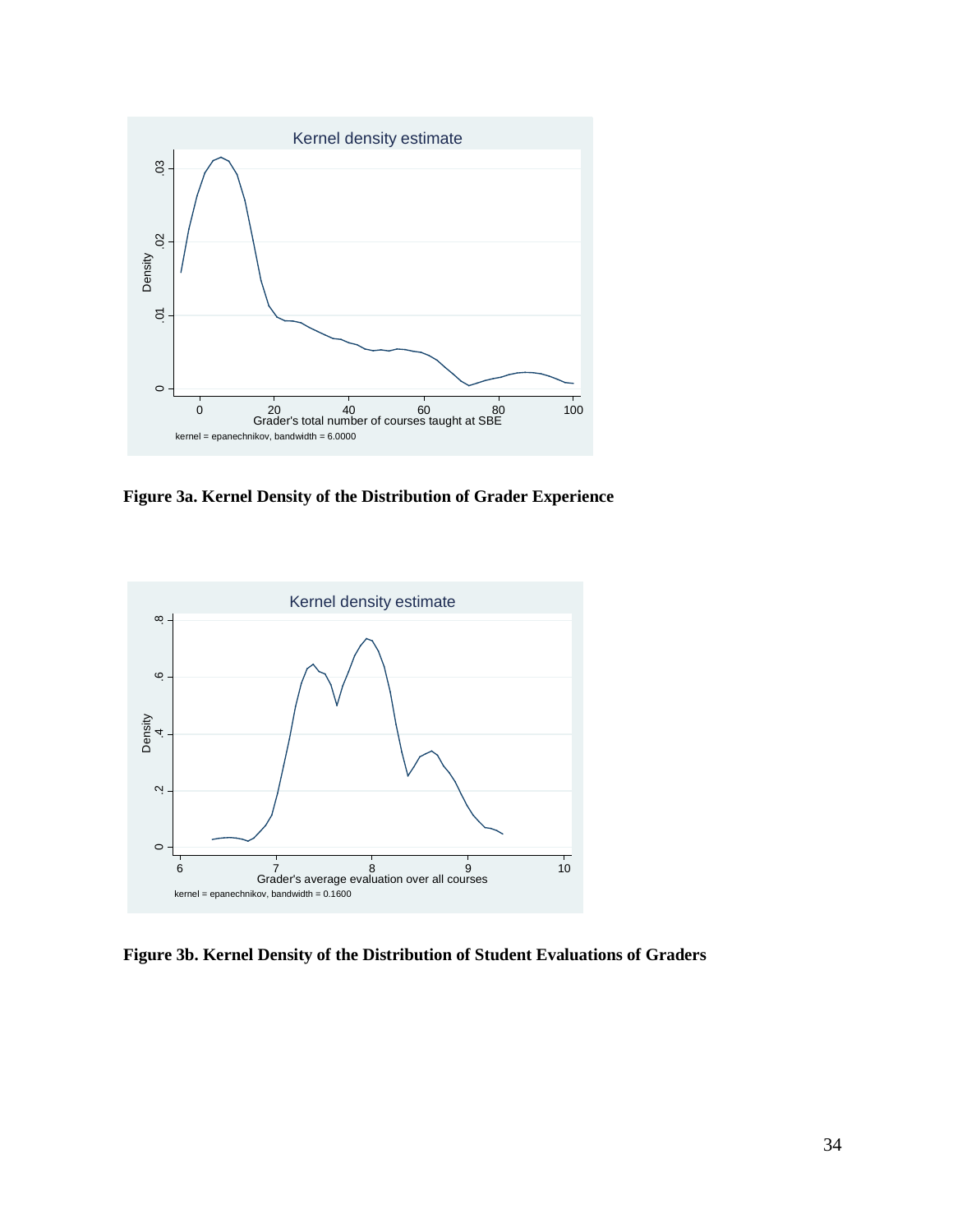**Figure 3a. Kernel Density of the Distribution of Grader Experience**

**Figure 3b. Kernel Density of the Distribution of Student Evaluations of Graders**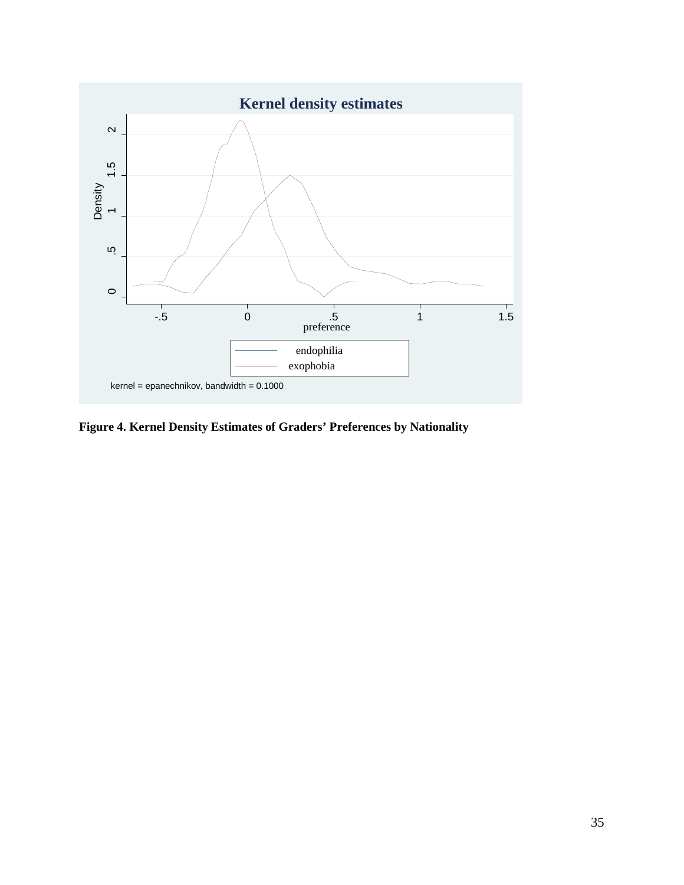**Figure 4. Kernel Density Estimates of Graders' Preferences by Nationality**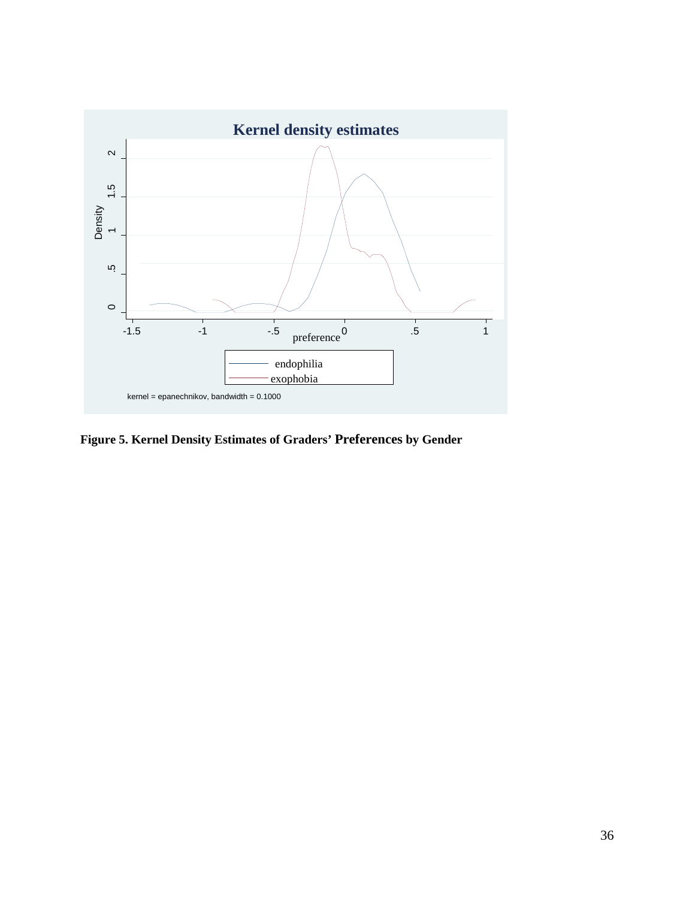Kernel density estimates

Density

2

1.5

1

.5

0

-1.5

-1

-.5

0

.5

1

preference

endophilia

exophobia

kernel = epanechnikov, bandwidth = 0.1000

**Figure 5. Kernel Density Estimates of Graders' Preferences by Gender**